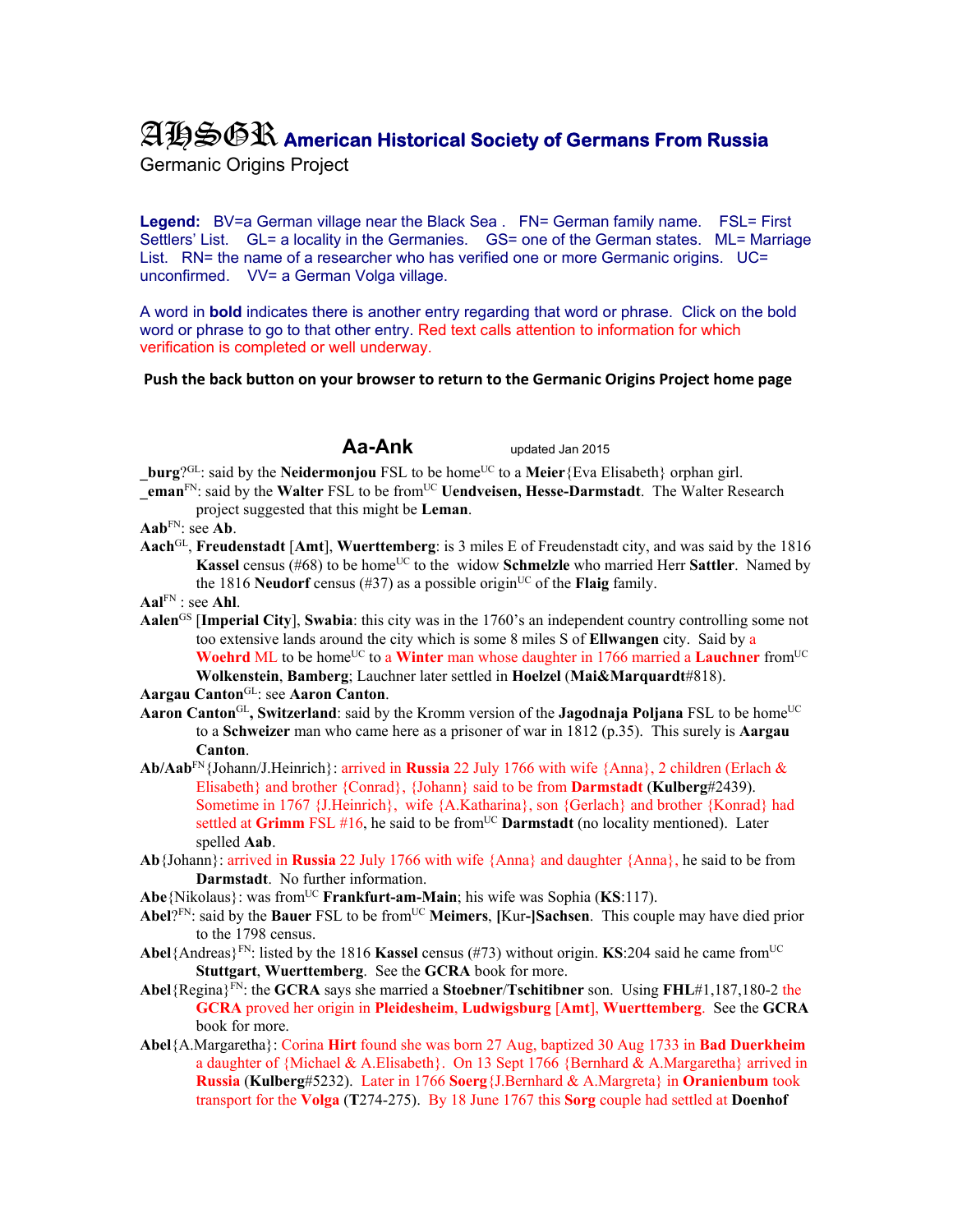# AHSGR American Historical Society of Germans From Russia

Germanic Origins Project

**Legend:** BV=a German village near the Black Sea . FN= German family name. FSL= First Settlers' List. GL= a locality in the Germanies. GS= one of the German states. ML= Marriage List. RN= the name of a researcher who has verified one or more Germanic origins. UC= unconfirmed. VV= a German Volga village.

A word in **bold** indicates there is another entry regarding that word or phrase. Click on the bold word or phrase to go to that other entry. Red text calls attention to information for which verification is completed or well underway.

**Push the back button on your browser to return to the Germanic Origins Project home page**

## Aa-Ank

updated Jan 2015

**_burg**?[GL]: said by the **Neidermonjou** FSL to be home[UC] to a **Meier**{Eva Elisabeth} orphan girl.

**_eman**[FN]: said by the **Walter** FSL to be from[UC] **Uendveisen, Hesse-Darmstadt**. The Walter Research project suggested that this might be **Leman**.

**Aab**[FN]: see **Ab**.

**Aach**[GL], **Freudenstadt** [**Amt**], **Wuerttemberg**: is 3 miles E of Freudenstadt city, and was said by the 1816 **Kassel** census (#68) to be home[UC] to the widow **Schmelzle** who married Herr **Sattler**. Named by the 1816 **Neudorf** census (#37) as a possible origin[UC] of the **Flaig** family.

**Aal**[FN] : see **Ahl**.

**Aalen**[GS] [**Imperial City**], **Swabia**: this city was in the 1760's an independent country controlling some not too extensive lands around the city which is some 8 miles S of **Ellwangen** city. Said by a **Woehrd** ML to be home[UC] to a **Winter** man whose daughter in 1766 married a **Lauchner** from[UC] **Wolkenstein**, **Bamberg**; Lauchner later settled in **Hoelzel** (**Mai&Marquardt**#818).

**Aargau Canton**[GL]: see **Aaron Canton**.

**Aaron Canton**[GL]**, Switzerland**: said by the Kromm version of the **Jagodnaja Poljana** FSL to be home[UC] to a **Schweizer** man who came here as a prisoner of war in 1812 (p.35). This surely is **Aargau Canton**.

**Ab/Aab**[FN]{Johann/J.Heinrich}: arrived in **Russia** 22 July 1766 with wife {Anna}, 2 children (Erlach & Elisabeth} and brother {Conrad}, {Johann} said to be from **Darmstadt** (**Kulberg**#2439). Sometime in 1767 {J.Heinrich}, wife {A.Katharina}, son {Gerlach} and brother {Konrad} had settled at **Grimm** FSL #16, he said to be from[UC] **Darmstadt** (no locality mentioned). Later spelled **Aab**.

**Ab**{Johann}: arrived in **Russia** 22 July 1766 with wife {Anna} and daughter {Anna}, he said to be from **Darmstadt**. No further information.

**Abe**{Nikolaus}: was from[UC] **Frankfurt-am-Main**; his wife was Sophia (**KS**:117).

**Abel**?[FN]: said by the **Bauer** FSL to be from[UC] **Meimers**, **[Kur-]Sachsen**. This couple may have died prior to the 1798 census.

**Abel**{Andreas}[FN]: listed by the 1816 **Kassel** census (#73) without origin. **KS**:204 said he came from[UC] **Stuttgart**, **Wuerttemberg**. See the **GCRA** book for more.

**Abel**{Regina}[FN]: the **GCRA** says she married a **Stoebner**/**Tschitibner** son. Using **FHL**#1,187,180-2 the **GCRA** proved her origin in **Pleidesheim**, **Ludwigsburg** [**Amt**], **Wuerttemberg**. See the **GCRA** book for more.

**Abel**{A.Margaretha}: Corina **Hirt** found she was born 27 Aug, baptized 30 Aug 1733 in **Bad Duerkheim** a daughter of {Michael & A.Elisabeth}. On 13 Sept 1766 {Bernhard & A.Margaretha} arrived in **Russia** (**Kulberg**#5232). Later in 1766 **Soerg**{J.Bernhard & A.Margreta} in **Oranienbum** took transport for the **Volga** (**T**274-275). By 18 June 1767 this **Sorg** couple had settled at **Doenhof**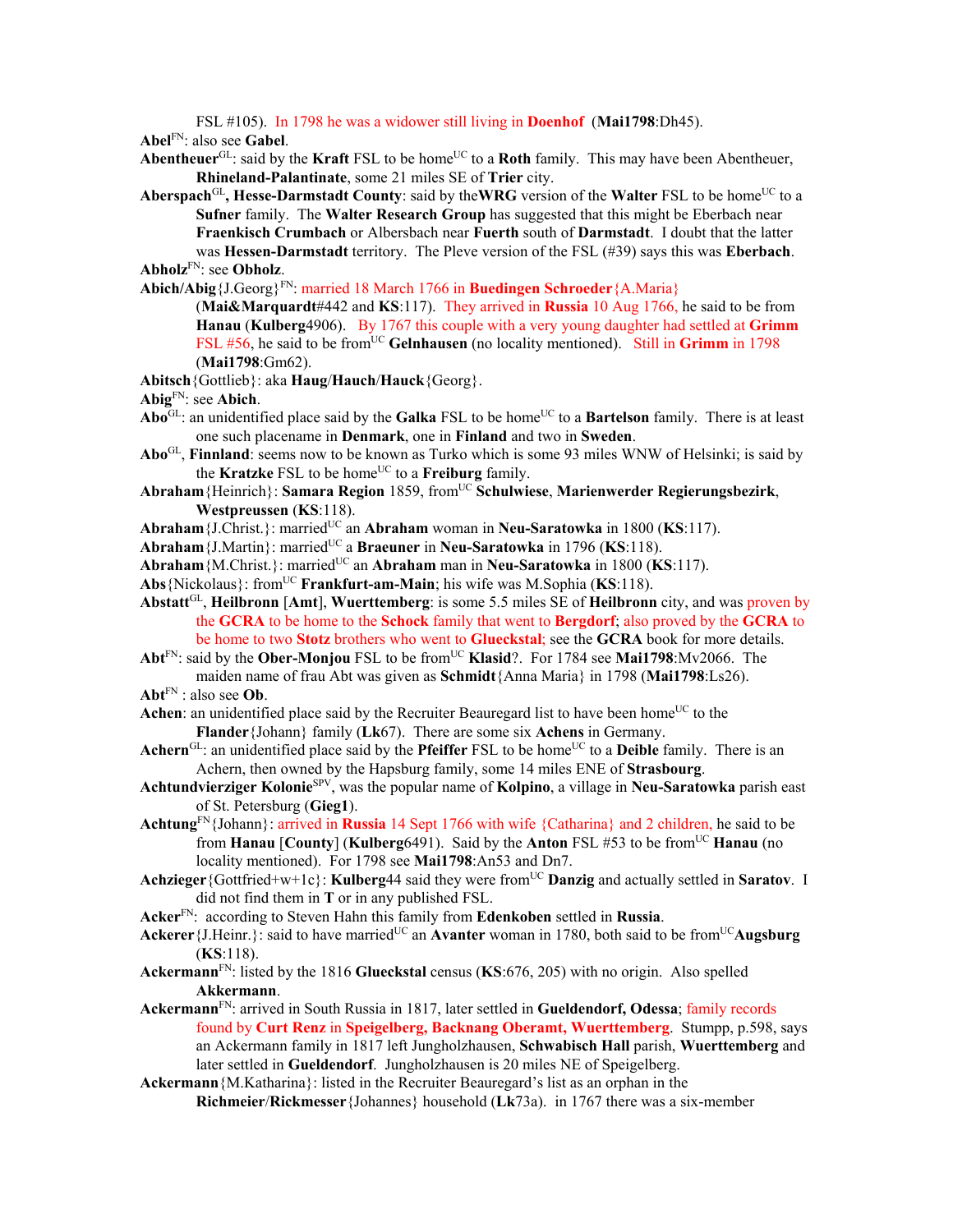FSL #105). In 1798 he was a widower still living in **Doenhof** (**Mai1798**:Dh45).

**Abel**[FN]: also see **Gabel**.

**Abentheuer**[GL]: said by the **Kraft** FSL to be home[UC] to a **Roth** family. This may have been Abentheuer, **Rhineland-Palantinate**, some 21 miles SE of **Trier** city.

**Aberspach**[GL]**, Hesse-Darmstadt County**: said by the**WRG** version of the **Walter** FSL to be home[UC] to a **Sufner** family. The **Walter Research Group** has suggested that this might be Eberbach near **Fraenkisch Crumbach** or Albersbach near **Fuerth** south of **Darmstadt**. I doubt that the latter was **Hessen-Darmstadt** territory. The Pleve version of the FSL (#39) says this was **Eberbach**.

**Abholz**[FN]: see **Obholz**.

**Abich/Abig**{J.Georg}[FN]: married 18 March 1766 in **Buedingen Schroeder**{A.Maria} (**Mai&Marquardt**#442 and **KS**:117). They arrived in **Russia** 10 Aug 1766, he said to be from **Hanau** (**Kulberg**4906). By 1767 this couple with a very young daughter had settled at **Grimm** FSL #56, he said to be from[UC] **Gelnhausen** (no locality mentioned). Still in **Grimm** in 1798 (**Mai1798**:Gm62).

**Abitsch**{Gottlieb}: aka **Haug**/**Hauch**/**Hauck**{Georg}.

**Abig**[FN]: see **Abich**.

**Abo**[GL]: an unidentified place said by the **Galka** FSL to be home[UC] to a **Bartelson** family. There is at least one such placename in **Denmark**, one in **Finland** and two in **Sweden**.

**Abo**[GL], **Finnland**: seems now to be known as Turko which is some 93 miles WNW of Helsinki; is said by the **Kratzke** FSL to be home[UC] to a **Freiburg** family.

**Abraham**{Heinrich}: **Samara Region** 1859, from[UC] **Schulwiese**, **Marienwerder Regierungsbezirk**, **Westpreussen** (**KS**:118).

**Abraham**{J.Christ.}: married[UC] an **Abraham** woman in **Neu-Saratowka** in 1800 (**KS**:117).

**Abraham**{J.Martin}: married[UC] a **Braeuner** in **Neu-Saratowka** in 1796 (**KS**:118).

**Abraham**{M.Christ.}: married[UC] an **Abraham** man in **Neu-Saratowka** in 1800 (**KS**:117).

**Abs**{Nickolaus}: from[UC] **Frankfurt-am-Main**; his wife was M.Sophia (**KS**:118).

**Abstatt**[GL], **Heilbronn** [**Amt**], **Wuerttemberg**: is some 5.5 miles SE of **Heilbronn** city, and was proven by the **GCRA** to be home to the **Schock** family that went to **Bergdorf**; also proved by the **GCRA** to be home to two **Stotz** brothers who went to **Glueckstal**; see the **GCRA** book for more details.

**Abt**[FN]: said by the **Ober-Monjou** FSL to be from[UC] **Klasid**?. For 1784 see **Mai1798**:Mv2066. The maiden name of frau Abt was given as **Schmidt**{Anna Maria} in 1798 (**Mai1798**:Ls26).

**Abt**[FN] : also see **Ob**.

**Achen**: an unidentified place said by the Recruiter Beauregard list to have been home[UC] to the **Flander**{Johann} family (**Lk**67). There are some six **Achens** in Germany.

**Achern**[GL]: an unidentified place said by the **Pfeiffer** FSL to be home[UC] to a **Deible** family. There is an Achern, then owned by the Hapsburg family, some 14 miles ENE of **Strasbourg**.

**Achtundvierziger Kolonie**[SPV], was the popular name of **Kolpino**, a village in **Neu-Saratowka** parish east of St. Petersburg (**Gieg1**).

**Achtung**[FN]{Johann}: arrived in **Russia** 14 Sept 1766 with wife {Catharina} and 2 children, he said to be from **Hanau** [**County**] (**Kulberg**6491). Said by the **Anton** FSL #53 to be from[UC] **Hanau** (no locality mentioned). For 1798 see **Mai1798**:An53 and Dn7.

**Achzieger**{Gottfried+w+1c}: **Kulberg**44 said they were from[UC] **Danzig** and actually settled in **Saratov**. I did not find them in **T** or in any published FSL.

**Acker**[FN]: according to Steven Hahn this family from **Edenkoben** settled in **Russia**.

**Ackerer**{J.Heinr.}: said to have married[UC] an **Avanter** woman in 1780, both said to be from[UC]**Augsburg** (**KS**:118).

**Ackermann**[FN]: listed by the 1816 **Glueckstal** census (**KS**:676, 205) with no origin. Also spelled **Akkermann**.

**Ackermann**[FN]: arrived in South Russia in 1817, later settled in **Gueldendorf, Odessa**; family records found by **Curt Renz** in **Speigelberg, Backnang Oberamt, Wuerttemberg**. Stumpp, p.598, says an Ackermann family in 1817 left Jungholzhausen, **Schwabisch Hall** parish, **Wuerttemberg** and later settled in **Gueldendorf**. Jungholzhausen is 20 miles NE of Speigelberg.

**Ackermann**{M.Katharina}: listed in the Recruiter Beauregard's list as an orphan in the **Richmeier**/**Rickmesser**{Johannes} household (**Lk**73a). in 1767 there was a six-member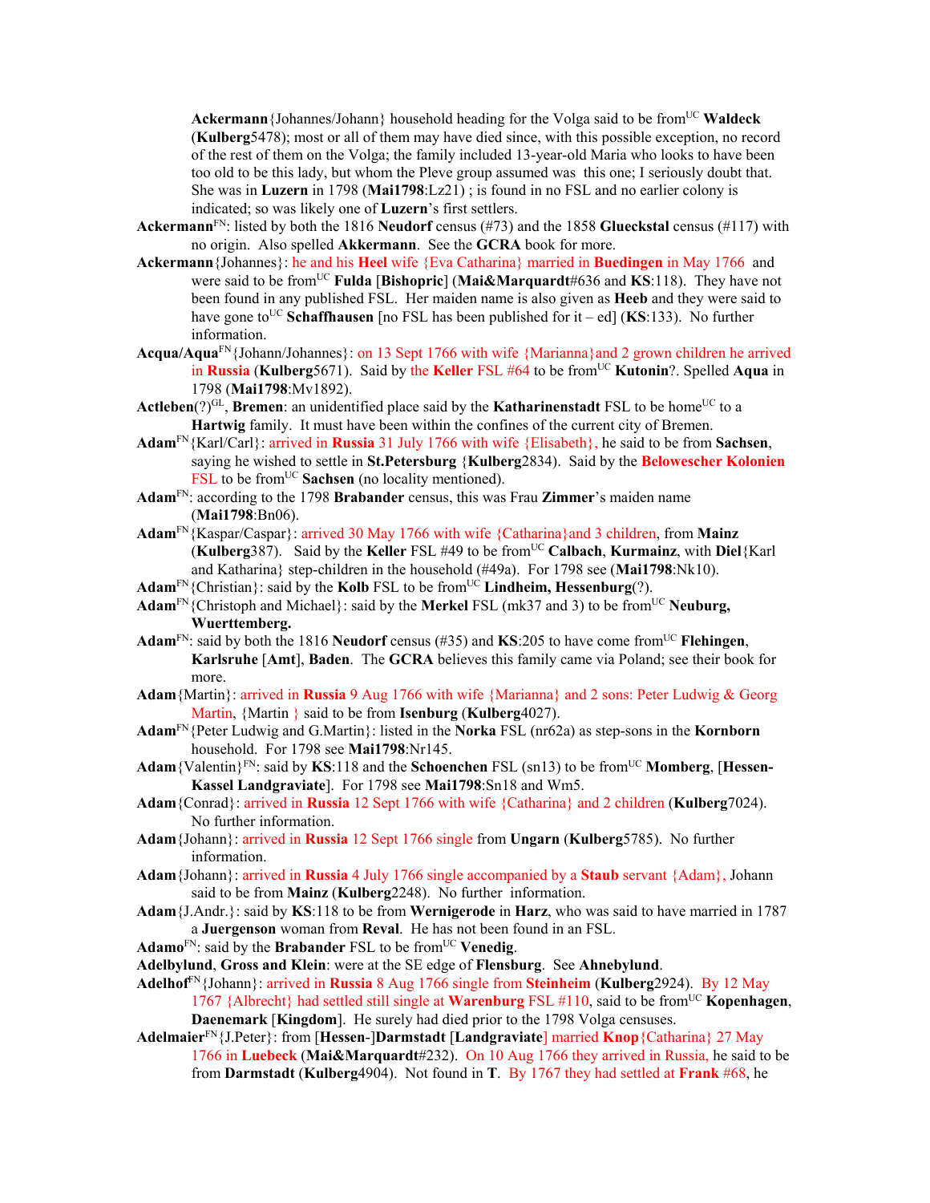**Ackermann**{Johannes/Johann} household heading for the Volga said to be from[UC] **Waldeck** (**Kulberg**5478); most or all of them may have died since, with this possible exception, no record of the rest of them on the Volga; the family included 13-year-old Maria who looks to have been too old to be this lady, but whom the Pleve group assumed was this one; I seriously doubt that. She was in **Luzern** in 1798 (**Mai1798**:Lz21) ; is found in no FSL and no earlier colony is indicated; so was likely one of **Luzern**'s first settlers.

**Ackermann**[FN]: listed by both the 1816 **Neudorf** census (#73) and the 1858 **Glueckstal** census (#117) with no origin. Also spelled **Akkermann**. See the **GCRA** book for more.

**Ackermann**{Johannes}: he and his **Heel** wife {Eva Catharina} married in **Buedingen** in May 1766 and were said to be from[UC] **Fulda** [**Bishopric**] (**Mai&Marquardt**#636 and **KS**:118). They have not been found in any published FSL. Her maiden name is also given as **Heeb** and they were said to have gone to[UC] **Schaffhausen** [no FSL has been published for it – ed] (**KS**:133). No further information.

**Acqua/Aqua**[FN]{Johann/Johannes}: on 13 Sept 1766 with wife {Marianna}and 2 grown children he arrived in **Russia** (**Kulberg**5671). Said by the **Keller** FSL #64 to be from[UC] **Kutonin**?. Spelled **Aqua** in 1798 (**Mai1798**:Mv1892).

**Actleben**(?)[GL], **Bremen**: an unidentified place said by the **Katharinenstadt** FSL to be home[UC] to a **Hartwig** family. It must have been within the confines of the current city of Bremen.

**Adam**[FN]{Karl/Carl}: arrived in **Russia** 31 July 1766 with wife {Elisabeth}, he said to be from **Sachsen**, saying he wished to settle in **St.Petersburg** {**Kulberg**2834}. Said by the **Belowescher Kolonien** FSL to be from[UC] **Sachsen** (no locality mentioned).

**Adam**[FN]: according to the 1798 **Brabander** census, this was Frau **Zimmer**'s maiden name (**Mai1798**:Bn06).

**Adam**[FN]{Kaspar/Caspar}: arrived 30 May 1766 with wife {Catharina}and 3 children, from **Mainz** (**Kulberg**387). Said by the **Keller** FSL #49 to be from[UC] **Calbach**, **Kurmainz**, with **Diel**{Karl and Katharina} step-children in the household (#49a). For 1798 see (**Mai1798**:Nk10).

**Adam**[FN]{Christian}: said by the **Kolb** FSL to be from[UC] **Lindheim, Hessenburg**(?).

**Adam**[FN]{Christoph and Michael}: said by the **Merkel** FSL (mk37 and 3) to be from[UC] **Neuburg, Wuerttemberg.**

**Adam**[FN]: said by both the 1816 **Neudorf** census (#35) and **KS**:205 to have come from[UC] **Flehingen**, **Karlsruhe** [**Amt**], **Baden**. The **GCRA** believes this family came via Poland; see their book for more.

**Adam**{Martin}: arrived in **Russia** 9 Aug 1766 with wife {Marianna} and 2 sons: Peter Ludwig & Georg Martin, {Martin } said to be from **Isenburg** (**Kulberg**4027).

**Adam**[FN]{Peter Ludwig and G.Martin}: listed in the **Norka** FSL (nr62a) as step-sons in the **Kornborn** household. For 1798 see **Mai1798**:Nr145.

**Adam**{Valentin}[FN]: said by **KS**:118 and the **Schoenchen** FSL (sn13) to be from[UC] **Momberg**, [**Hessen-Kassel Landgraviate**]. For 1798 see **Mai1798**:Sn18 and Wm5.

**Adam**{Conrad}: arrived in **Russia** 12 Sept 1766 with wife {Catharina} and 2 children (**Kulberg**7024). No further information.

**Adam**{Johann}: arrived in **Russia** 12 Sept 1766 single from **Ungarn** (**Kulberg**5785). No further information.

**Adam**{Johann}: arrived in **Russia** 4 July 1766 single accompanied by a **Staub** servant {Adam}, Johann said to be from **Mainz** (**Kulberg**2248). No further information.

**Adam**{J.Andr.}: said by **KS**:118 to be from **Wernigerode** in **Harz**, who was said to have married in 1787 a **Juergenson** woman from **Reval**. He has not been found in an FSL.

**Adamo**[FN]: said by the **Brabander** FSL to be from[UC] **Venedig**.

**Adelbylund**, **Gross and Klein**: were at the SE edge of **Flensburg**. See **Ahnebylund**.

**Adelhof**[FN]{Johann}: arrived in **Russia** 8 Aug 1766 single from **Steinheim** (**Kulberg**2924). By 12 May 1767 {Albrecht} had settled still single at **Warenburg** FSL #110, said to be from[UC] **Kopenhagen**, **Daenemark** [**Kingdom**]. He surely had died prior to the 1798 Volga censuses.

**Adelmaier**[FN]{J.Peter}: from [**Hessen**-]**Darmstadt** [**Landgraviate**] married **Knop**{Catharina} 27 May 1766 in **Luebeck** (**Mai&Marquardt**#232). On 10 Aug 1766 they arrived in Russia, he said to be from **Darmstadt** (**Kulberg**4904). Not found in **T**. By 1767 they had settled at **Frank** #68, he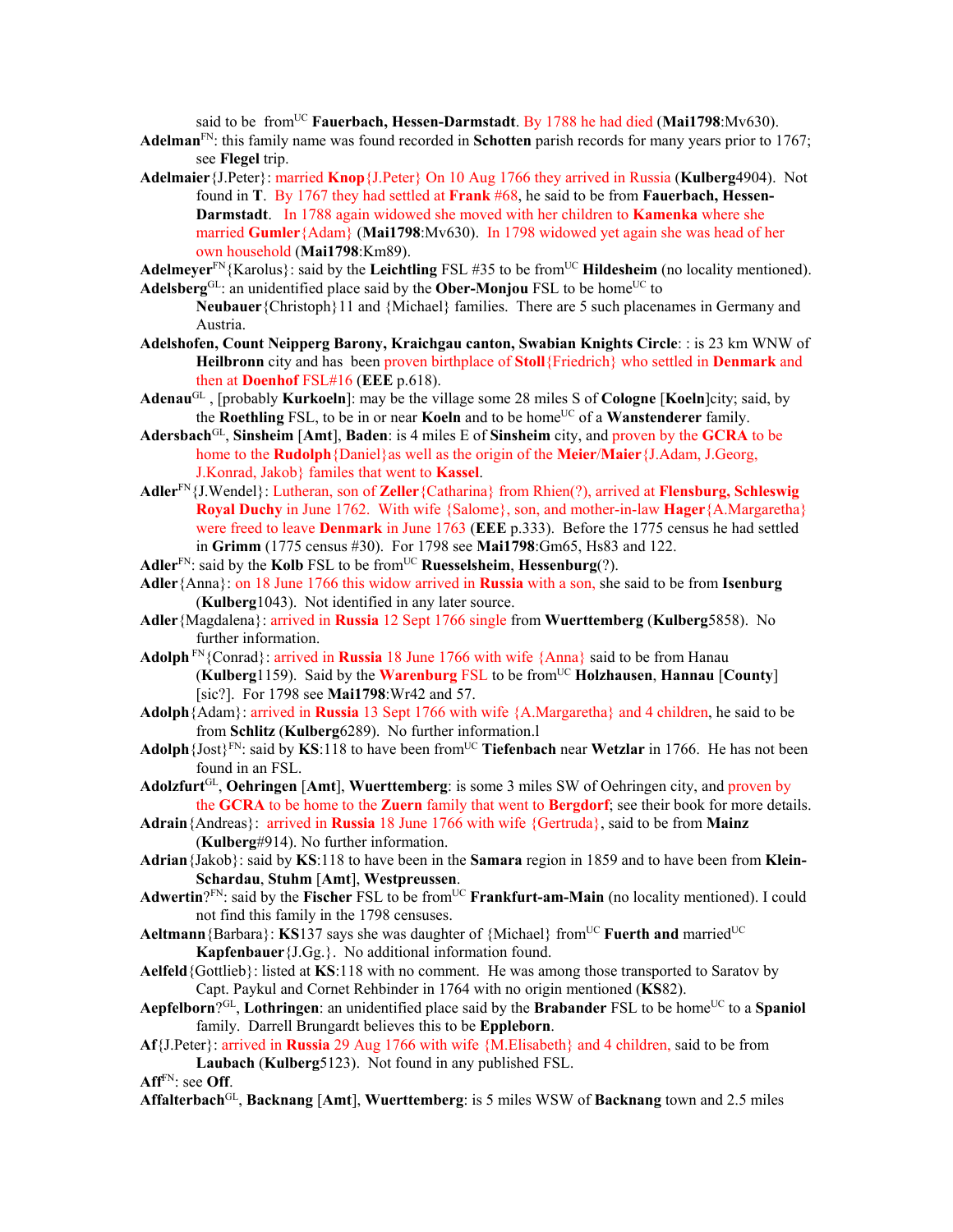said to be from[UC] **Fauerbach, Hessen-Darmstadt**. By 1788 he had died (**Mai1798**:Mv630).

**Adelman**[FN]: this family name was found recorded in **Schotten** parish records for many years prior to 1767; see **Flegel** trip.

**Adelmaier**{J.Peter}: married **Knop**{J.Peter} On 10 Aug 1766 they arrived in Russia (**Kulberg**4904). Not found in **T**. By 1767 they had settled at **Frank** #68, he said to be from **Fauerbach, Hessen-Darmstadt**. In 1788 again widowed she moved with her children to **Kamenka** where she married **Gumler**{Adam} (**Mai1798**:Mv630). In 1798 widowed yet again she was head of her own household (**Mai1798**:Km89).

**Adelmeyer**[FN]{Karolus}: said by the **Leichtling** FSL #35 to be from[UC] **Hildesheim** (no locality mentioned).

**Adelsberg**[GL]: an unidentified place said by the **Ober-Monjou** FSL to be home[UC] to **Neubauer**{Christoph}11 and {Michael} families. There are 5 such placenames in Germany and Austria.

**Adelshofen, Count Neipperg Barony, Kraichgau canton, Swabian Knights Circle**: : is 23 km WNW of **Heilbronn** city and has been proven birthplace of **Stoll**{Friedrich} who settled in **Denmark** and then at **Doenhof** FSL#16 (**EEE** p.618).

**Adenau**[GL] , [probably **Kurkoeln**]: may be the village some 28 miles S of **Cologne** [**Koeln**]city; said, by the **Roethling** FSL, to be in or near **Koeln** and to be home[UC] of a **Wanstenderer** family.

**Adersbach**[GL], **Sinsheim** [**Amt**], **Baden**: is 4 miles E of **Sinsheim** city, and proven by the **GCRA** to be home to the **Rudolph**{Daniel}as well as the origin of the **Meier**/**Maier**{J.Adam, J.Georg, J.Konrad, Jakob} familes that went to **Kassel**.

**Adler**[FN]{J.Wendel}: Lutheran, son of **Zeller**{Catharina} from Rhien(?), arrived at **Flensburg, Schleswig Royal Duchy** in June 1762. With wife {Salome}, son, and mother-in-law **Hager**{A.Margaretha} were freed to leave **Denmark** in June 1763 (**EEE** p.333). Before the 1775 census he had settled in **Grimm** (1775 census #30). For 1798 see **Mai1798**:Gm65, Hs83 and 122.

**Adler**[FN]: said by the **Kolb** FSL to be from[UC] **Ruesselsheim**, **Hessenburg**(?).

**Adler**{Anna}: on 18 June 1766 this widow arrived in **Russia** with a son, she said to be from **Isenburg** (**Kulberg**1043). Not identified in any later source.

**Adler**{Magdalena}: arrived in **Russia** 12 Sept 1766 single from **Wuerttemberg** (**Kulberg**5858). No further information.

**Adolph** [FN]{Conrad}: arrived in **Russia** 18 June 1766 with wife {Anna} said to be from Hanau (**Kulberg**1159). Said by the **Warenburg** FSL to be from[UC] **Holzhausen**, **Hannau** [**County**] [sic?]. For 1798 see **Mai1798**:Wr42 and 57.

**Adolph**{Adam}: arrived in **Russia** 13 Sept 1766 with wife {A.Margaretha} and 4 children, he said to be from **Schlitz** (**Kulberg**6289). No further information.l

**Adolph**{Jost}[FN]: said by **KS**:118 to have been from[UC] **Tiefenbach** near **Wetzlar** in 1766. He has not been found in an FSL.

**Adolzfurt**[GL], **Oehringen** [**Amt**], **Wuerttemberg**: is some 3 miles SW of Oehringen city, and proven by the **GCRA** to be home to the **Zuern** family that went to **Bergdorf**; see their book for more details.

**Adrain**{Andreas}: arrived in **Russia** 18 June 1766 with wife {Gertruda}, said to be from **Mainz** (**Kulberg**#914). No further information.

**Adrian**{Jakob}: said by **KS**:118 to have been in the **Samara** region in 1859 and to have been from **Klein-Schardau**, **Stuhm** [**Amt**], **Westpreussen**.

**Adwertin**?[FN]: said by the **Fischer** FSL to be from[UC] **Frankfurt-am-Main** (no locality mentioned). I could not find this family in the 1798 censuses.

**Aeltmann**{Barbara}: **KS**137 says she was daughter of {Michael} from[UC] **Fuerth and** married[UC] **Kapfenbauer**{J.Gg.}. No additional information found.

**Aelfeld**{Gottlieb}: listed at **KS**:118 with no comment. He was among those transported to Saratov by Capt. Paykul and Cornet Rehbinder in 1764 with no origin mentioned (**KS**82).

**Aepfelborn**?[GL], **Lothringen**: an unidentified place said by the **Brabander** FSL to be home[UC] to a **Spaniol** family. Darrell Brungardt believes this to be **Eppleborn**.

**Af**{J.Peter}: arrived in **Russia** 29 Aug 1766 with wife {M.Elisabeth} and 4 children, said to be from **Laubach** (**Kulberg**5123). Not found in any published FSL.

**Aff**[FN]: see **Off**.

**Affalterbach**[GL], **Backnang** [**Amt**], **Wuerttemberg**: is 5 miles WSW of **Backnang** town and 2.5 miles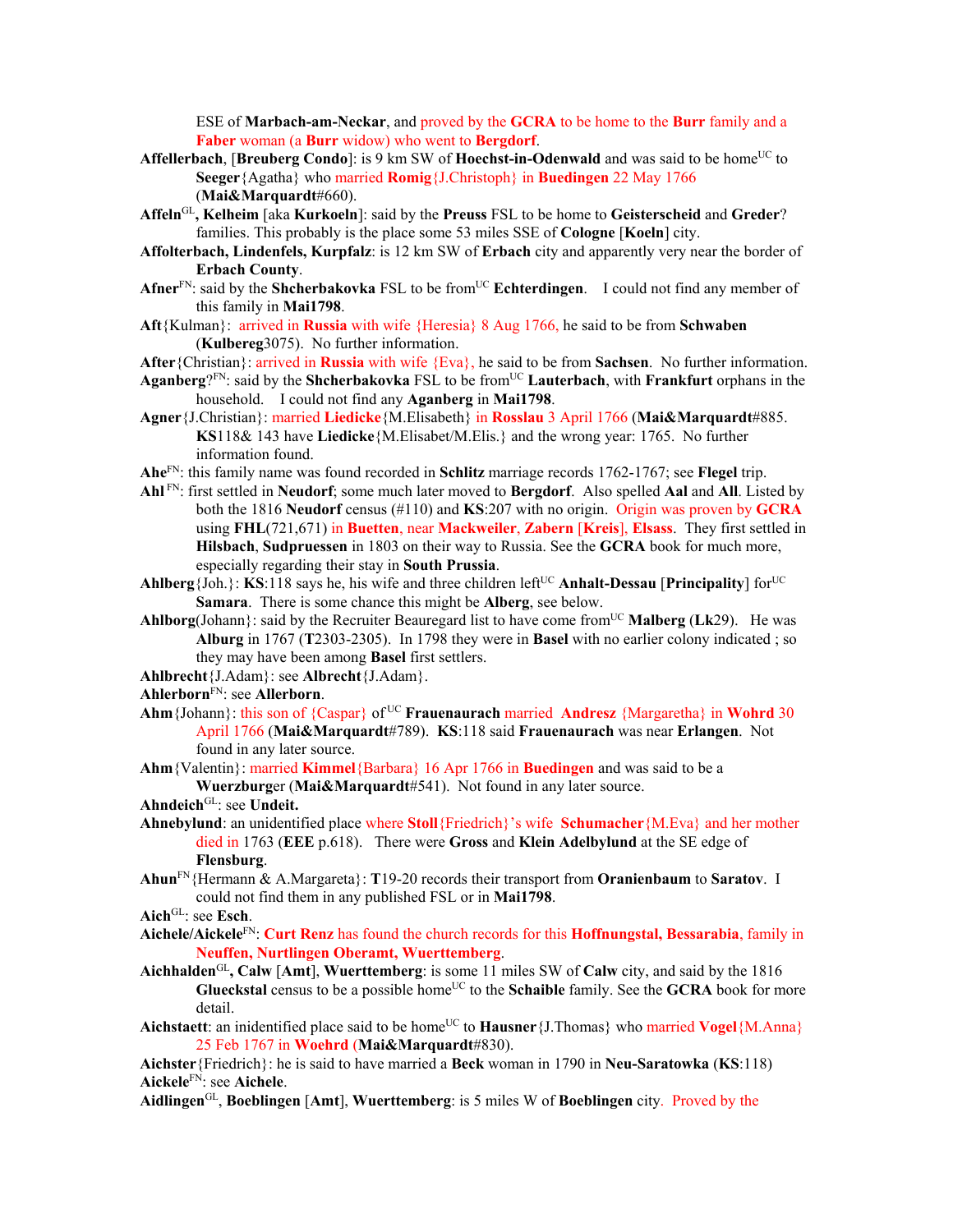ESE of **Marbach-am-Neckar**, and proved by the **GCRA** to be home to the **Burr** family and a **Faber** woman (a **Burr** widow) who went to **Bergdorf**.

**Affellerbach**, [**Breuberg Condo**]: is 9 km SW of **Hoechst-in-Odenwald** and was said to be home[UC] to **Seeger**{Agatha} who married **Romig**{J.Christoph} in **Buedingen** 22 May 1766 (**Mai&Marquardt**#660).

**Affeln**[GL]**, Kelheim** [aka **Kurkoeln**]: said by the **Preuss** FSL to be home to **Geisterscheid** and **Greder**? families. This probably is the place some 53 miles SSE of **Cologne** [**Koeln**] city.

**Affolterbach, Lindenfels, Kurpfalz**: is 12 km SW of **Erbach** city and apparently very near the border of **Erbach County**.

**Afner**[FN]: said by the **Shcherbakovka** FSL to be from[UC] **Echterdingen**. I could not find any member of this family in **Mai1798**.

**Aft**{Kulman}: arrived in **Russia** with wife {Heresia} 8 Aug 1766, he said to be from **Schwaben** (**Kulbereg**3075). No further information.

**After**{Christian}: arrived in **Russia** with wife {Eva}, he said to be from **Sachsen**. No further information.

**Aganberg**?[FN]: said by the **Shcherbakovka** FSL to be from[UC] **Lauterbach**, with **Frankfurt** orphans in the household. I could not find any **Aganberg** in **Mai1798**.

**Agner**{J.Christian}: married **Liedicke**{M.Elisabeth} in **Rosslau** 3 April 1766 (**Mai&Marquardt**#885. **KS**118& 143 have **Liedicke**{M.Elisabet/M.Elis.} and the wrong year: 1765. No further information found.

**Ahe**[FN]: this family name was found recorded in **Schlitz** marriage records 1762-1767; see **Flegel** trip.

**Ahl** [FN]: first settled in **Neudorf**; some much later moved to **Bergdorf**. Also spelled **Aal** and **All**. Listed by both the 1816 **Neudorf** census (#110) and **KS**:207 with no origin. Origin was proven by **GCRA** using **FHL**(721,671) in **Buetten**, near **Mackweiler**, **Zabern** [**Kreis**], **Elsass**. They first settled in **Hilsbach**, **Sudpruessen** in 1803 on their way to Russia. See the **GCRA** book for much more, especially regarding their stay in **South Prussia**.

**Ahlberg**{Joh.}: **KS**:118 says he, his wife and three children left[UC] **Anhalt-Dessau** [**Principality**] for[UC] **Samara**. There is some chance this might be **Alberg**, see below.

**Ahlborg**(Johann}: said by the Recruiter Beauregard list to have come from[UC] **Malberg** (**Lk**29). He was **Alburg** in 1767 (**T**2303-2305). In 1798 they were in **Basel** with no earlier colony indicated ; so they may have been among **Basel** first settlers.

**Ahlbrecht**{J.Adam}: see **Albrecht**{J.Adam}.

**Ahlerborn**[FN]: see **Allerborn**.

**Ahm**{Johann}: this son of {Caspar} of[UC] **Frauenaurach** married **Andresz** {Margaretha} in **Wohrd** 30 April 1766 (**Mai&Marquardt**#789). **KS**:118 said **Frauenaurach** was near **Erlangen**. Not found in any later source.

**Ahm**{Valentin}: married **Kimmel**{Barbara} 16 Apr 1766 in **Buedingen** and was said to be a **Wuerzburg**er (**Mai&Marquardt**#541). Not found in any later source.

**Ahndeich**[GL]: see **Undeit.**

**Ahnebylund**: an unidentified place where **Stoll**{Friedrich}'s wife **Schumacher**{M.Eva} and her mother died in 1763 (**EEE** p.618). There were **Gross** and **Klein Adelbylund** at the SE edge of **Flensburg**.

**Ahun**[FN]{Hermann & A.Margareta}: **T**19-20 records their transport from **Oranienbaum** to **Saratov**. I could not find them in any published FSL or in **Mai1798**.

**Aich**[GL]: see **Esch**.

**Aichele/Aickele**[FN]: **Curt Renz** has found the church records for this **Hoffnungstal, Bessarabia**, family in **Neuffen, Nurtlingen Oberamt, Wuerttemberg**.

**Aichhalden**[GL]**, Calw** [**Amt**], **Wuerttemberg**: is some 11 miles SW of **Calw** city, and said by the 1816 **Glueckstal** census to be a possible home[UC] to the **Schaible** family. See the **GCRA** book for more detail.

**Aichstaett**: an inidentified place said to be home[UC] to **Hausner**{J.Thomas} who married **Vogel**{M.Anna} 25 Feb 1767 in **Woehrd** (**Mai&Marquardt**#830).

**Aichster**{Friedrich}: he is said to have married a **Beck** woman in 1790 in **Neu-Saratowka** (**KS**:118)

**Aickele**[FN]: see **Aichele**.

**Aidlingen**[GL], **Boeblingen** [**Amt**], **Wuerttemberg**: is 5 miles W of **Boeblingen** city. Proved by the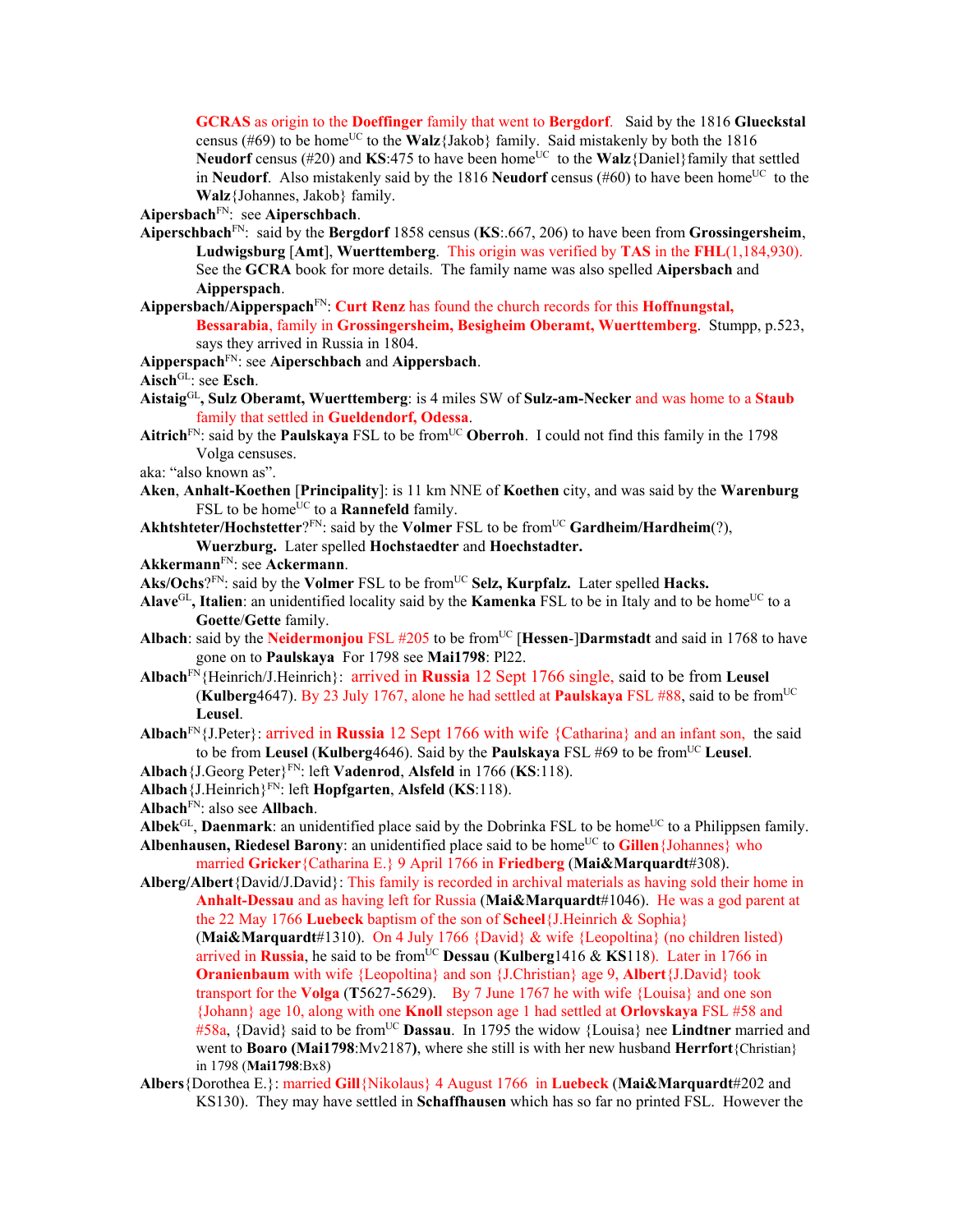**GCRAS** as origin to the **Doeffinger** family that went to **Bergdorf**. Said by the 1816 **Glueckstal** census (#69) to be home[UC] to the **Walz**{Jakob} family. Said mistakenly by both the 1816 **Neudorf** census (#20) and **KS**:475 to have been home[UC] to the **Walz**{Daniel}family that settled in **Neudorf**. Also mistakenly said by the 1816 **Neudorf** census (#60) to have been home[UC] to the **Walz**{Johannes, Jakob} family.

**Aipersbach**[FN]: see **Aiperschbach**.

**Aiperschbach**[FN]: said by the **Bergdorf** 1858 census (**KS**:.667, 206) to have been from **Grossingersheim**, **Ludwigsburg** [**Amt**], **Wuerttemberg**. This origin was verified by **TAS** in the **FHL**(1,184,930). See the **GCRA** book for more details. The family name was also spelled **Aipersbach** and **Aipperspach**.

**Aippersbach/Aipperspach**[FN]: **Curt Renz** has found the church records for this **Hoffnungstal, Bessarabia**, family in **Grossingersheim, Besigheim Oberamt, Wuerttemberg**. Stumpp, p.523, says they arrived in Russia in 1804.

**Aipperspach**[FN]: see **Aiperschbach** and **Aippersbach**.

**Aisch**[GL]: see **Esch**.

**Aistaig**[GL]**, Sulz Oberamt, Wuerttemberg**: is 4 miles SW of **Sulz-am-Necker** and was home to a **Staub** family that settled in **Gueldendorf, Odessa**.

**Aitrich**[FN]: said by the **Paulskaya** FSL to be from[UC] **Oberroh**. I could not find this family in the 1798 Volga censuses.

aka: "also known as".

**Aken**, **Anhalt-Koethen** [**Principality**]: is 11 km NNE of **Koethen** city, and was said by the **Warenburg** FSL to be home[UC] to a **Rannefeld** family.

**Akhtshteter/Hochstetter**?[FN]: said by the **Volmer** FSL to be from[UC] **Gardheim/Hardheim**(?), **Wuerzburg.** Later spelled **Hochstaedter** and **Hoechstadter.**

**Akkermann**[FN]: see **Ackermann**.

**Aks/Ochs**?[FN]: said by the **Volmer** FSL to be from[UC] **Selz, Kurpfalz.** Later spelled **Hacks.**

**Alave**[GL]**, Italien**: an unidentified locality said by the **Kamenka** FSL to be in Italy and to be home[UC] to a **Goette**/**Gette** family.

**Albach**: said by the **Neidermonjou** FSL #205 to be from[UC] [**Hessen**-]**Darmstadt** and said in 1768 to have gone on to **Paulskaya** For 1798 see **Mai1798**: Pl22.

**Albach**[FN]{Heinrich/J.Heinrich}: arrived in **Russia** 12 Sept 1766 single, said to be from **Leusel** (**Kulberg**4647). By 23 July 1767, alone he had settled at **Paulskaya** FSL #88, said to be from[UC] **Leusel**.

**Albach**[FN]{J.Peter}: arrived in **Russia** 12 Sept 1766 with wife {Catharina} and an infant son, the said to be from **Leusel** (**Kulberg**4646). Said by the **Paulskaya** FSL #69 to be from[UC] **Leusel**.

**Albach**{J.Georg Peter}[FN]: left **Vadenrod**, **Alsfeld** in 1766 (**KS**:118).

**Albach**{J.Heinrich}[FN]: left **Hopfgarten**, **Alsfeld** (**KS**:118).

**Albach**[FN]: also see **Allbach**.

**Albek**[GL], **Daenmark**: an unidentified place said by the Dobrinka FSL to be home[UC] to a Philippsen family.

**Albenhausen, Riedesel Barony**: an unidentified place said to be home[UC] to **Gillen**{Johannes} who married **Gricker**{Catharina E.} 9 April 1766 in **Friedberg** (**Mai&Marquardt**#308).

**Alberg/Albert**{David/J.David}: This family is recorded in archival materials as having sold their home in **Anhalt-Dessau** and as having left for Russia (**Mai&Marquardt**#1046). He was a god parent at the 22 May 1766 **Luebeck** baptism of the son of **Scheel**{J.Heinrich & Sophia} (**Mai&Marquardt**#1310). On 4 July 1766 {David} & wife {Leopoltina} (no children listed) arrived in **Russia**, he said to be from[UC] **Dessau** (**Kulberg**1416 & **KS**118). Later in 1766 in **Oranienbaum** with wife {Leopoltina} and son {J.Christian} age 9, **Albert**{J.David} took transport for the **Volga** (**T**5627-5629). By 7 June 1767 he with wife {Louisa} and one son {Johann} age 10, along with one **Knoll** stepson age 1 had settled at **Orlovskaya** FSL #58 and #58a, {David} said to be from[UC] **Dassau**. In 1795 the widow {Louisa} nee **Lindtner** married and went to **Boaro (Mai1798**:Mv2187**)**, where she still is with her new husband **Herrfort**{Christian} in 1798 (**Mai1798**:Bx8)

**Albers**{Dorothea E.}: married **Gill**{Nikolaus} 4 August 1766 in **Luebeck** (**Mai&Marquardt**#202 and KS130). They may have settled in **Schaffhausen** which has so far no printed FSL. However the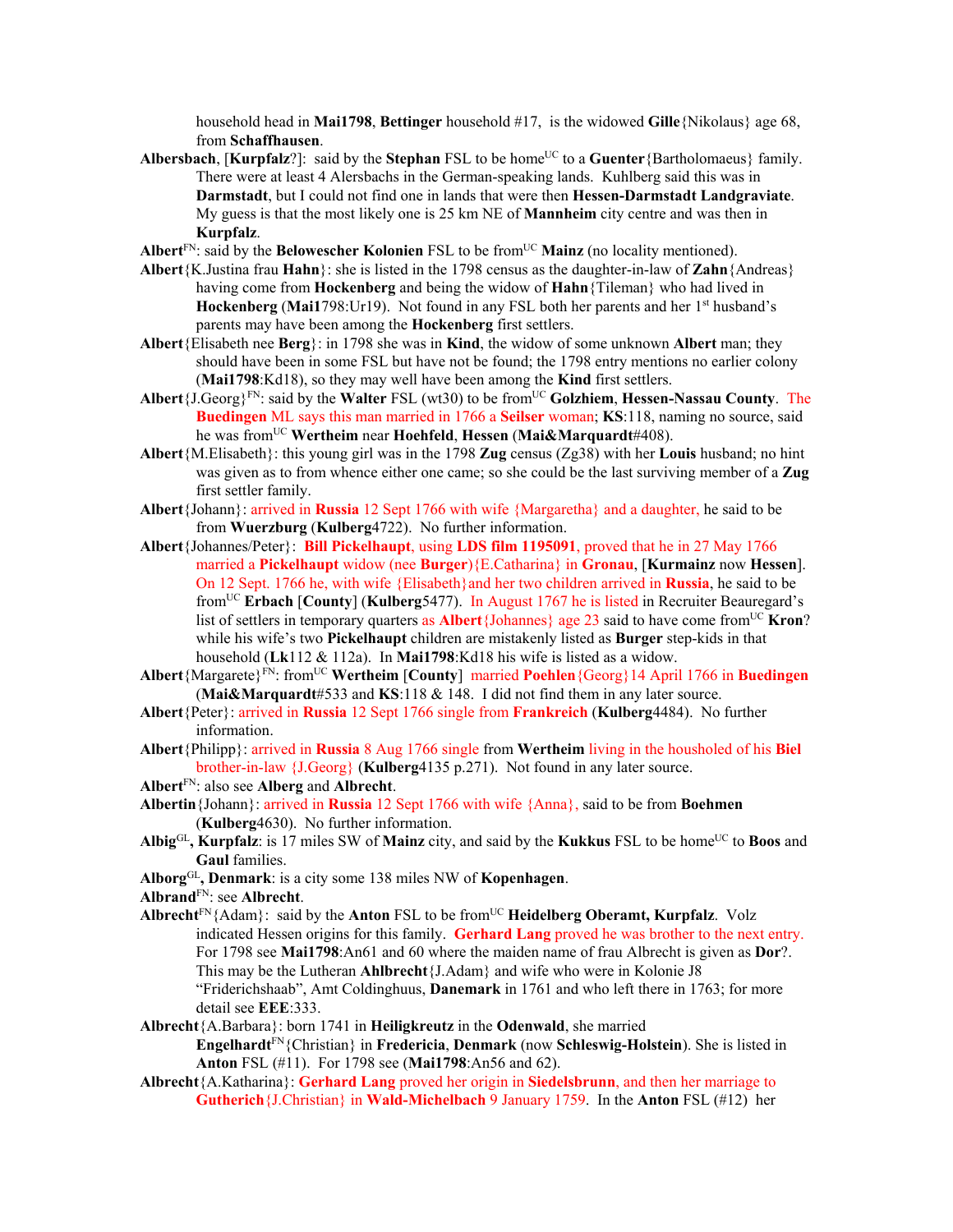household head in **Mai1798**, **Bettinger** household #17, is the widowed **Gille**{Nikolaus} age 68, from **Schaffhausen**.

**Albersbach**, [**Kurpfalz**?]: said by the **Stephan** FSL to be home[UC] to a **Guenter**{Bartholomaeus} family. There were at least 4 Alersbachs in the German-speaking lands. Kuhlberg said this was in **Darmstadt**, but I could not find one in lands that were then **Hessen-Darmstadt Landgraviate**. My guess is that the most likely one is 25 km NE of **Mannheim** city centre and was then in **Kurpfalz**.

**Albert**[FN]: said by the **Belowescher Kolonien** FSL to be from[UC] **Mainz** (no locality mentioned).

**Albert**{K.Justina frau **Hahn**}: she is listed in the 1798 census as the daughter-in-law of **Zahn**{Andreas} having come from **Hockenberg** and being the widow of **Hahn**{Tileman} who had lived in **Hockenberg** (**Mai1**798:Ur19). Not found in any FSL both her parents and her 1st husband's parents may have been among the **Hockenberg** first settlers.

**Albert**{Elisabeth nee **Berg**}: in 1798 she was in **Kind**, the widow of some unknown **Albert** man; they should have been in some FSL but have not be found; the 1798 entry mentions no earlier colony (**Mai1798**:Kd18), so they may well have been among the **Kind** first settlers.

**Albert**{J.Georg}[FN]: said by the **Walter** FSL (wt30) to be from[UC] **Golzhiem**, **Hessen-Nassau County**. The **Buedingen** ML says this man married in 1766 a **Seilser** woman; **KS**:118, naming no source, said he was from[UC] **Wertheim** near **Hoehfeld**, **Hessen** (**Mai&Marquardt**#408).

**Albert**{M.Elisabeth}: this young girl was in the 1798 **Zug** census (Zg38) with her **Louis** husband; no hint was given as to from whence either one came; so she could be the last surviving member of a **Zug** first settler family.

**Albert**{Johann}: arrived in **Russia** 12 Sept 1766 with wife {Margaretha} and a daughter, he said to be from **Wuerzburg** (**Kulberg**4722). No further information.

**Albert**{Johannes/Peter}: **Bill Pickelhaupt**, **using LDS film 1195091**, **proved that he in 27 May 1766 married a Pickelhaupt widow (nee Burger){E.Catharina} in Gronau**, [**Kurmainz now Hessen**]. On 12 Sept. 1766 he, with wife {Elisabeth}and her two children arrived in **Russia**, he said to be from[UC] **Erbach** [**County**] (**Kulberg**5477). In August 1767 he is listed in Recruiter Beauregard's list of settlers in temporary quarters as **Albert**{Johannes} age 23 said to have come from[UC] **Kron**? while his wife's two **Pickelhaupt** children are mistakenly listed as **Burger** step-kids in that household (**Lk**112 & 112a). In **Mai1798**:Kd18 his wife is listed as a widow.

**Albert**{Margarete}[FN]: from[UC] **Wertheim** [**County**] married **Poehlen**{Georg}14 April 1766 in **Buedingen** (**Mai&Marquardt**#533 and **KS**:118 & 148. I did not find them in any later source.

**Albert**{Peter}: arrived in **Russia** 12 Sept 1766 single from **Frankreich** (**Kulberg**4484). No further information.

**Albert**{Philipp}: arrived in **Russia** 8 Aug 1766 single from **Wertheim** living in the housholed of his **Biel** brother-in-law {J.Georg} (**Kulberg**4135 p.271). Not found in any later source.

**Albert**[FN]: also see **Alberg** and **Albrecht**.

**Albertin**{Johann}: arrived in **Russia** 12 Sept 1766 with wife {Anna}, said to be from **Boehmen** (**Kulberg**4630). No further information.

**Albig**[GL]**, Kurpfalz**: is 17 miles SW of **Mainz** city, and said by the **Kukkus** FSL to be home[UC] to **Boos** and **Gaul** families.

**Alborg**[GL]**, Denmark**: is a city some 138 miles NW of **Kopenhagen**.

**Albrand**[FN]: see **Albrecht**.

**Albrecht**[FN]{Adam}: said by the **Anton** FSL to be from[UC] **Heidelberg Oberamt, Kurpfalz**. Volz indicated Hessen origins for this family. **Gerhard Lang** proved he was brother to the next entry. For 1798 see **Mai1798**:An61 and 60 where the maiden name of frau Albrecht is given as **Dor**?. This may be the Lutheran **Ahlbrecht**{J.Adam} and wife who were in Kolonie J8 "Friderichshaab", Amt Coldinghuus, **Danemark** in 1761 and who left there in 1763; for more detail see **EEE**:333.

**Albrecht**{A.Barbara}: born 1741 in **Heiligkreutz** in the **Odenwald**, she married **Engelhardt**[FN]{Christian} in **Fredericia**, **Denmark** (now **Schleswig-Holstein**). She is listed in **Anton** FSL (#11). For 1798 see (**Mai1798**:An56 and 62).

**Albrecht**{A.Katharina}: **Gerhard Lang proved her origin in Siedelsbrunn, and then her marriage to Gutherich{J.Christian} in Wald-Michelbach** 9 January 1759. In the **Anton** FSL (#12) her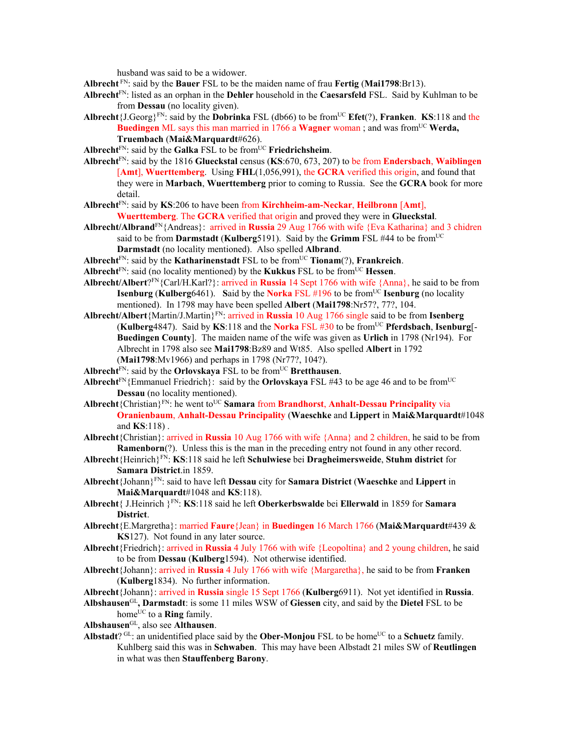husband was said to be a widower.

**Albrecht** [FN]: said by the **Bauer** FSL to be the maiden name of frau **Fertig** (**Mai1798**:Br13).

**Albrecht**[FN]: listed as an orphan in the **Dehler** household in the **Caesarsfeld** FSL. Said by Kuhlman to be from **Dessau** (no locality given).

**Albrecht**{J.Georg}[FN]: said by the **Dobrinka** FSL (db66) to be from[UC] **Efet**(?), **Franken**. **KS**:118 and the **Buedingen** ML says this man married in 1766 a **Wagner** woman ; and was from[UC] **Werda, Truembach** (**Mai&Marquardt**#626).

**Albrecht**[FN]: said by the **Galka** FSL to be from[UC] **Friedrichsheim**.

**Albrecht**[FN]: said by the 1816 **Glueckstal** census (**KS**:670, 673, 207) to be from **Endersbach**, **Waiblingen** [**Amt**], **Wuerttemberg**. Using **FHL**(1,056,991), the **GCRA** verified this origin, and found that they were in **Marbach**, **Wuerttemberg** prior to coming to Russia. See the **GCRA** book for more detail.

**Albrecht**[FN]: said by **KS**:206 to have been from **Kirchheim-am-Neckar**, **Heilbronn** [**Amt**], **Wuerttemberg**. The **GCRA** verified that origin and proved they were in **Glueckstal**.

**Albrecht/Albrand**[FN]{Andreas}: arrived in **Russia** 29 Aug 1766 with wife {Eva Katharina} and 3 chidren said to be from **Darmstadt** (**Kulberg**5191). Said by the **Grimm** FSL #44 to be from[UC] **Darmstadt** (no locality mentioned). Also spelled **Albrand**.

**Albrecht**[FN]: said by the **Katharinenstadt** FSL to be from[UC] **Tionam**(?), **Frankreich**.

**Albrecht**[FN]: said (no locality mentioned) by the **Kukkus** FSL to be from[UC] **Hessen**.

**Albrecht/Albert**?[FN]{Carl/H.Karl?}: arrived in **Russia** 14 Sept 1766 with wife {Anna}, he said to be from **Isenburg** (**Kulberg**6461). Said by the **Norka** FSL #196 to be from[UC] **Isenburg** (no locality mentioned). In 1798 may have been spelled **Albert** (**Mai1798**:Nr57?, 77?, 104.

**Albrecht/Albert**{Martin/J.Martin}[FN]: arrived in **Russia** 10 Aug 1766 single said to be from **Isenberg** (**Kulberg**4847). Said by **KS**:118 and the **Norka** FSL #30 to be from[UC] **Pferdsbach**, **Isenburg**[-**Buedingen County**]. The maiden name of the wife was given as **Urlich** in 1798 (Nr194). For Albrecht in 1798 also see **Mai1798**:Bz89 and Wt85. Also spelled **Albert** in 1792 (**Mai1798**:Mv1966) and perhaps in 1798 (Nr77?, 104?).

**Albrecht**[FN]: said by the **Orlovskaya** FSL to be from[UC] **Bretthausen**.

**Albrecht**[FN]{Emmanuel Friedrich}: said by the **Orlovskaya** FSL #43 to be age 46 and to be from[UC] **Dessau** (no locality mentioned).

**Albrecht**{Christian}[FN]: he went to[UC] **Samara** from **Brandhorst**, **Anhalt-Dessau Principality** via **Oranienbaum**, **Anhalt-Dessau Principality** (**Waeschke** and **Lippert** in **Mai&Marquardt**#1048 and **KS**:118) .

**Albrecht**{Christian}: arrived in **Russia** 10 Aug 1766 with wife {Anna} and 2 children, he said to be from **Ramenborn**(?). Unless this is the man in the preceding entry not found in any other record.

**Albrecht**{Heinrich}[FN]: **KS**:118 said he left **Schulwiese** bei **Dragheimersweide**, **Stuhm district** for **Samara District**.in 1859.

**Albrecht**{Johann}[FN]: said to have left **Dessau** city for **Samara District** (**Waeschke** and **Lippert** in **Mai&Marquardt**#1048 and **KS**:118).

**Albrecht**{ J.Heinrich }[FN]: **KS**:118 said he left **Oberkerbswalde** bei **Ellerwald** in 1859 for **Samara District**.

**Albrecht**{E.Margretha}: married **Faure**{Jean} in **Buedingen** 16 March 1766 (**Mai&Marquardt**#439 & **KS**127). Not found in any later source.

**Albrecht**{Friedrich}: arrived in **Russia** 4 July 1766 with wife {Leopoltina} and 2 young children, he said to be from **Dessau** (**Kulberg**1594). Not otherwise identified.

**Albrecht**{Johann}: arrived in **Russia** 4 July 1766 with wife {Margaretha}, he said to be from **Franken** (**Kulberg**1834). No further information.

**Albrecht**{Johann}: arrived in **Russia** single 15 Sept 1766 (**Kulberg**6911). Not yet identified in **Russia**.

**Albshausen**[GL]**, Darmstadt**: is some 11 miles WSW of **Giessen** city, and said by the **Dietel** FSL to be home[UC] to a **Ring** family.

**Albshausen**[GL], also see **Althausen**.

**Albstadt**? [GL]: an unidentified place said by the **Ober-Monjou** FSL to be home[UC] to a **Schuetz** family. Kuhlberg said this was in **Schwaben**. This may have been Albstadt 21 miles SW of **Reutlingen** in what was then **Stauffenberg Barony**.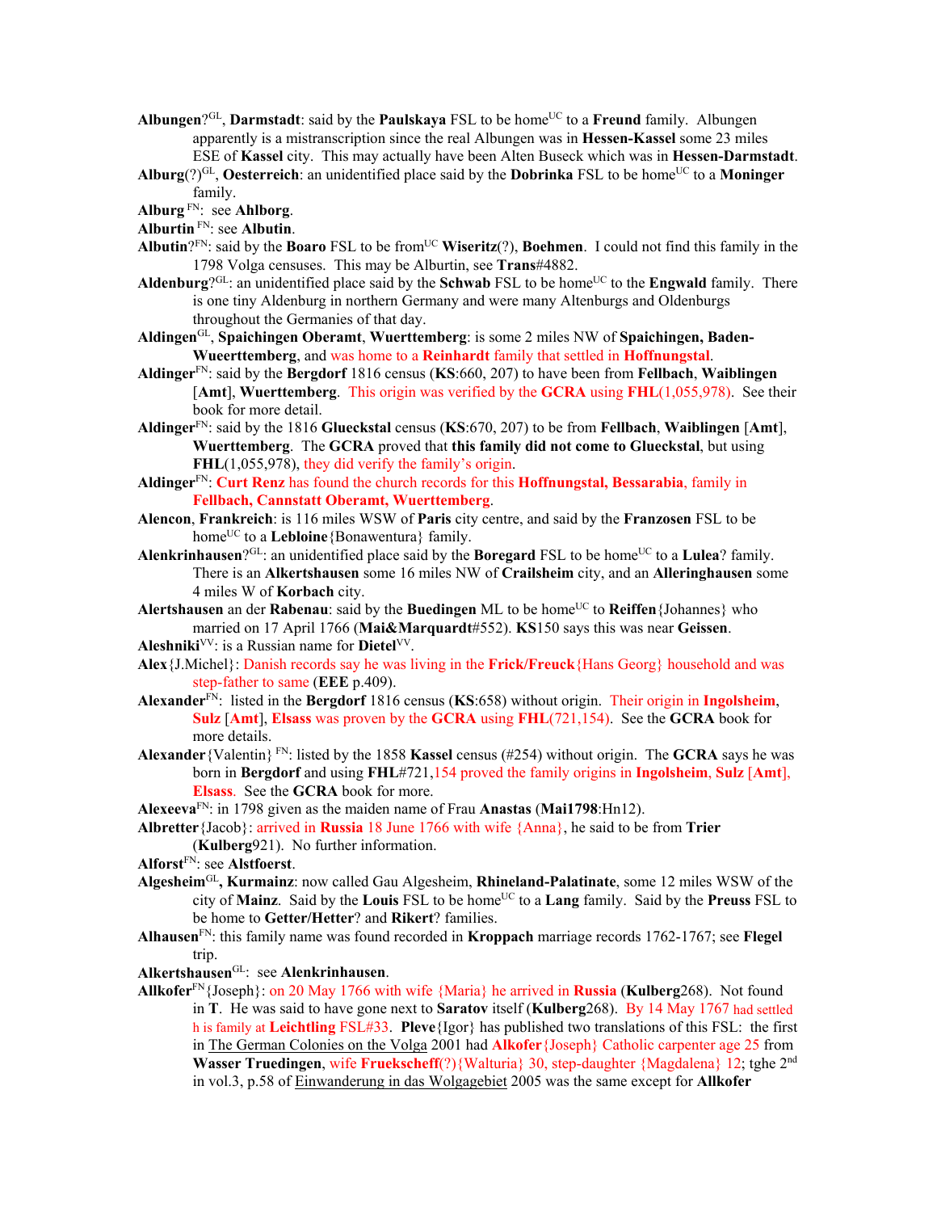**Albungen**?[GL], **Darmstadt**: said by the **Paulskaya** FSL to be home[UC] to a **Freund** family. Albungen apparently is a mistranscription since the real Albungen was in **Hessen-Kassel** some 23 miles ESE of **Kassel** city. This may actually have been Alten Buseck which was in **Hessen-Darmstadt**.

**Alburg**(?)[GL], **Oesterreich**: an unidentified place said by the **Dobrinka** FSL to be home[UC] to a **Moninger** family.

**Alburg** [FN]: see **Ahlborg**.

**Alburtin** [FN]: see **Albutin**.

**Albutin**?[FN]: said by the **Boaro** FSL to be from[UC] **Wiseritz**(?), **Boehmen**. I could not find this family in the 1798 Volga censuses. This may be Alburtin, see **Trans**#4882.

**Aldenburg**?[GL]: an unidentified place said by the **Schwab** FSL to be home[UC] to the **Engwald** family. There is one tiny Aldenburg in northern Germany and were many Altenburgs and Oldenburgs throughout the Germanies of that day.

**Aldingen**[GL], **Spaichingen Oberamt**, **Wuerttemberg**: is some 2 miles NW of **Spaichingen, Baden-Wueerttemberg**, and was home to a **Reinhardt** family that settled in **Hoffnungstal**.

**Aldinger**[FN]: said by the **Bergdorf** 1816 census (**KS**:660, 207) to have been from **Fellbach**, **Waiblingen** [**Amt**], **Wuerttemberg**. This origin was verified by the **GCRA** using **FHL**(1,055,978). See their book for more detail.

**Aldinger**[FN]: said by the 1816 **Glueckstal** census (**KS**:670, 207) to be from **Fellbach**, **Waiblingen** [**Amt**], **Wuerttemberg**. The **GCRA** proved that **this family did not come to Glueckstal**, but using **FHL**(1,055,978), they did verify the family's origin.

**Aldinger**[FN]: **Curt Renz** has found the church records for this **Hoffnungstal, Bessarabia**, family in **Fellbach, Cannstatt Oberamt, Wuerttemberg**.

**Alencon**, **Frankreich**: is 116 miles WSW of **Paris** city centre, and said by the **Franzosen** FSL to be home[UC] to a **Lebloine**{Bonawentura} family.

**Alenkrinhausen**?[GL]: an unidentified place said by the **Boregard** FSL to be home[UC] to a **Lulea**? family. There is an **Alkertshausen** some 16 miles NW of **Crailsheim** city, and an **Alleringhausen** some 4 miles W of **Korbach** city.

**Alertshausen** an der **Rabenau**: said by the **Buedingen** ML to be home[UC] to **Reiffen**{Johannes} who married on 17 April 1766 (**Mai&Marquardt**#552). **KS**150 says this was near **Geissen**.

**Aleshniki**[VV]: is a Russian name for **Dietel**[VV].

**Alex**{J.Michel}: Danish records say he was living in the **Frick/Freuck**{Hans Georg} household and was step-father to same (**EEE** p.409).

**Alexander**[FN]: listed in the **Bergdorf** 1816 census (**KS**:658) without origin. Their origin in **Ingolsheim**, **Sulz** [**Amt**], **Elsass** was proven by the **GCRA** using **FHL**(721,154). See the **GCRA** book for more details.

**Alexander**{Valentin} [FN]: listed by the 1858 **Kassel** census (#254) without origin. The **GCRA** says he was born in **Bergdorf** and using **FHL**#721,154 proved the family origins in **Ingolsheim**, **Sulz** [**Amt**], **Elsass**. See the **GCRA** book for more.

**Alexeeva**[FN]: in 1798 given as the maiden name of Frau **Anastas** (**Mai1798**:Hn12).

**Albretter**{Jacob}: arrived in **Russia** 18 June 1766 with wife {Anna}, he said to be from **Trier** (**Kulberg**921). No further information.

**Alforst**[FN]: see **Alstfoerst**.

**Algesheim**[GL]**, Kurmainz**: now called Gau Algesheim, **Rhineland-Palatinate**, some 12 miles WSW of the city of **Mainz**. Said by the **Louis** FSL to be home[UC] to a **Lang** family. Said by the **Preuss** FSL to be home to **Getter/Hetter**? and **Rikert**? families.

**Alhausen**[FN]: this family name was found recorded in **Kroppach** marriage records 1762-1767; see **Flegel** trip.

**Alkertshausen**[GL]: see **Alenkrinhausen**.

**Allkofer**[FN]{Joseph}: on 20 May 1766 with wife {Maria} he arrived in **Russia** (**Kulberg**268). Not found in **T**. He was said to have gone next to **Saratov** itself (**Kulberg**268). By 14 May 1767 had settled h is family at **Leichtling** FSL#33. **Pleve**{Igor} has published two translations of this FSL: the first in The German Colonies on the Volga 2001 had **Alkofer**{Joseph} Catholic carpenter age 25 from **Wasser Truedingen**, wife **Fruekscheff**(?){Walturia} 30, step-daughter {Magdalena} 12; tghe 2nd in vol.3, p.58 of Einwanderung in das Wolgagebiet 2005 was the same except for **Allkofer**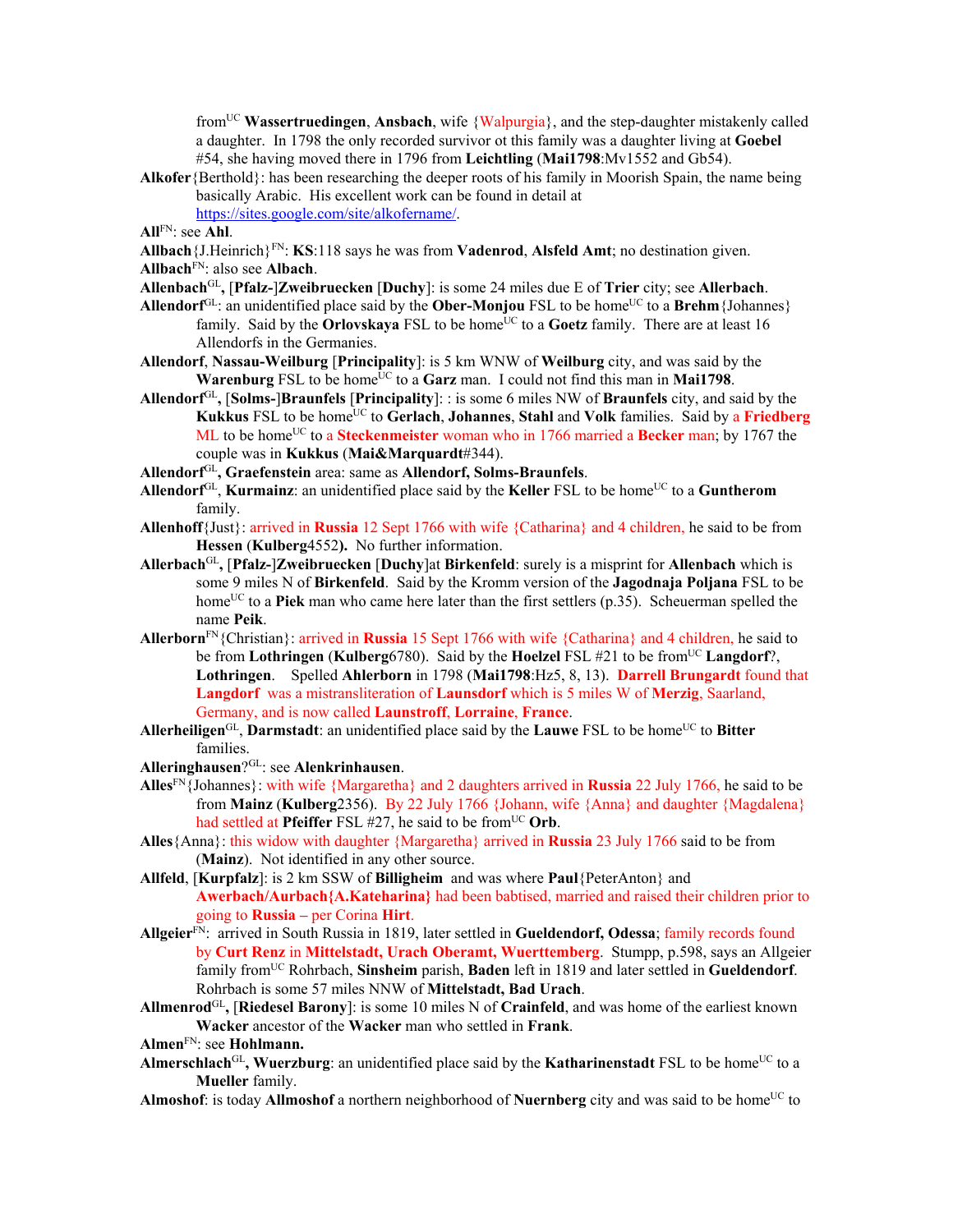from[UC] **Wassertruedingen**, **Ansbach**, wife {Walpurgia}, and the step-daughter mistakenly called a daughter. In 1798 the only recorded survivor ot this family was a daughter living at **Goebel** #54, she having moved there in 1796 from **Leichtling** (**Mai1798**:Mv1552 and Gb54).

**Alkofer**{Berthold}: has been researching the deeper roots of his family in Moorish Spain, the name being basically Arabic. His excellent work can be found in detail at https://sites.google.com/site/alkofername/.

**All**[FN]: see **Ahl**.

**Allbach**{J.Heinrich}[FN]: **KS**:118 says he was from **Vadenrod**, **Alsfeld Amt**; no destination given.

**Allbach**[FN]: also see **Albach**.

**Allenbach**[GL], [**Pfalz-**]**Zweibruecken** [**Duchy**]: is some 24 miles due E of **Trier** city; see **Allerbach**.

**Allendorf**[GL]: an unidentified place said by the **Ober-Monjou** FSL to be home[UC] to a **Brehm**{Johannes} family. Said by the **Orlovskaya** FSL to be home[UC] to a **Goetz** family. There are at least 16 Allendorfs in the Germanies.

**Allendorf**, **Nassau-Weilburg** [**Principality**]: is 5 km WNW of **Weilburg** city, and was said by the **Warenburg** FSL to be home[UC] to a **Garz** man. I could not find this man in **Mai1798**.

**Allendorf**[GL], [**Solms-**]**Braunfels** [**Principality**]: : is some 6 miles NW of **Braunfels** city, and said by the **Kukkus** FSL to be home[UC] to **Gerlach**, **Johannes**, **Stahl** and **Volk** families. Said by a **Friedberg** ML to be home[UC] to a **Steckenmeister** woman who in 1766 married a **Becker** man; by 1767 the couple was in **Kukkus** (**Mai&Marquardt**#344).

**Allendorf**[GL], **Graefenstein** area: same as **Allendorf, Solms-Braunfels**.

**Allendorf**[GL], **Kurmainz**: an unidentified place said by the **Keller** FSL to be home[UC] to a **Guntherom** family.

**Allenhoff**{Just}: arrived in **Russia** 12 Sept 1766 with wife {Catharina} and 4 children, he said to be from **Hessen** (**Kulberg**4552**).** No further information.

**Allerbach**[GL], [**Pfalz-**]**Zweibruecken** [**Duchy**]at **Birkenfeld**: surely is a misprint for **Allenbach** which is some 9 miles N of **Birkenfeld**. Said by the Kromm version of the **Jagodnaja Poljana** FSL to be home[UC] to a **Piek** man who came here later than the first settlers (p.35). Scheuerman spelled the name **Peik**.

**Allerborn**[FN]{Christian}: arrived in **Russia** 15 Sept 1766 with wife {Catharina} and 4 children, he said to be from **Lothringen** (**Kulberg**6780). Said by the **Hoelzel** FSL #21 to be from[UC] **Langdorf**?, **Lothringen**. Spelled **Ahlerborn** in 1798 (**Mai1798**:Hz5, 8, 13). **Darrell Brungardt** found that **Langdorf** was a mistransliteration of **Launsdorf** which is 5 miles W of **Merzig**, Saarland, Germany, and is now called **Launstroff**, **Lorraine**, **France**.

**Allerheiligen**[GL], **Darmstadt**: an unidentified place said by the **Lauwe** FSL to be home[UC] to **Bitter** families.

**Alleringhausen**?[GL]: see **Alenkrinhausen**.

**Alles**[FN]{Johannes}: with wife {Margaretha} and 2 daughters arrived in **Russia** 22 July 1766, he said to be from **Mainz** (**Kulberg**2356). By 22 July 1766 {Johann, wife {Anna} and daughter {Magdalena} had settled at **Pfeiffer** FSL #27, he said to be from[UC] **Orb**.

**Alles**{Anna}: this widow with daughter {Margaretha} arrived in **Russia** 23 July 1766 said to be from (**Mainz**). Not identified in any other source.

**Allfeld**, [**Kurpfalz**]: is 2 km SSW of **Billigheim** and was where **Paul**{PeterAnton} and **Awerbach/Aurbach{A.Kateharina}** had been babtised, married and raised their children prior to going to **Russia** – per Corina **Hirt**.

**Allgeier**[FN]: arrived in South Russia in 1819, later settled in **Gueldendorf, Odessa**; family records found by **Curt Renz** in **Mittelstadt, Urach Oberamt, Wuerttemberg**. Stumpp, p.598, says an Allgeier family from[UC] Rohrbach, **Sinsheim** parish, **Baden** left in 1819 and later settled in **Gueldendorf**. Rohrbach is some 57 miles NNW of **Mittelstadt, Bad Urach**.

**Allmenrod**[GL], [**Riedesel Barony**]: is some 10 miles N of **Crainfeld**, and was home of the earliest known **Wacker** ancestor of the **Wacker** man who settled in **Frank**.

**Almen**[FN]: see **Hohlmann.**

**Almerschlach**[GL], **Wuerzburg**: an unidentified place said by the **Katharinenstadt** FSL to be home[UC] to a **Mueller** family.

**Almoshof**: is today **Allmoshof** a northern neighborhood of **Nuernberg** city and was said to be home[UC] to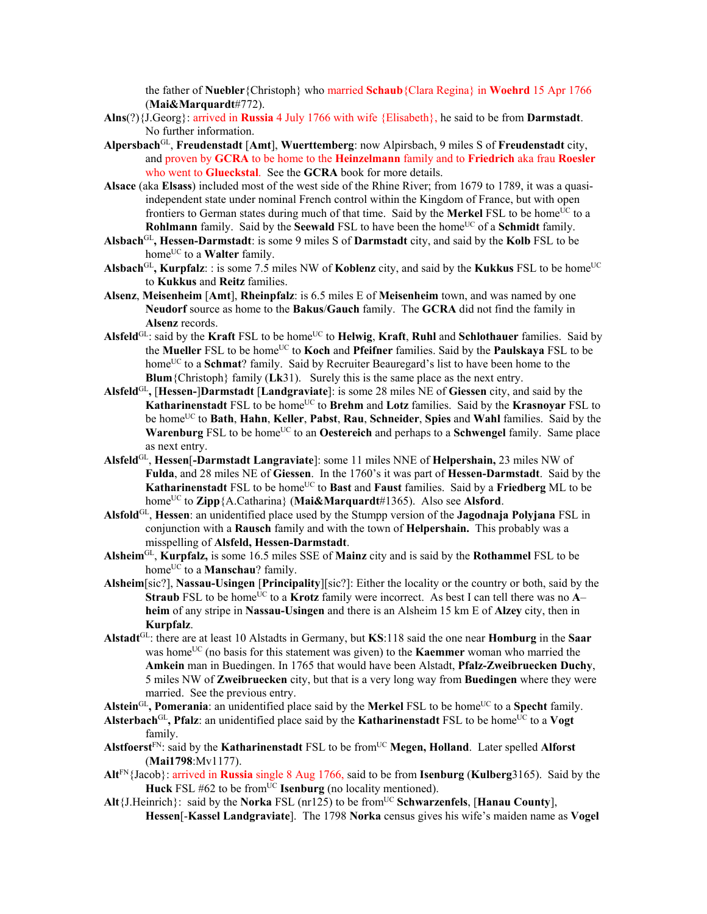the father of **Nuebler**{Christoph} who married **Schaub**{Clara Regina} in **Woehrd** 15 Apr 1766 (**Mai&Marquardt**#772).

**Alns**(?){J.Georg}: arrived in **Russia** 4 July 1766 with wife {Elisabeth}, he said to be from **Darmstadt**. No further information.

**Alpersbach**[GL], **Freudenstadt** [**Amt**], **Wuerttemberg**: now Alpirsbach, 9 miles S of **Freudenstadt** city, and proven by **GCRA** to be home to the **Heinzelmann** family and to **Friedrich** aka frau **Roesler** who went to **Glueckstal**. See the **GCRA** book for more details.

**Alsace** (aka **Elsass**) included most of the west side of the Rhine River; from 1679 to 1789, it was a quasi-independent state under nominal French control within the Kingdom of France, but with open frontiers to German states during much of that time. Said by the **Merkel** FSL to be home[UC] to a **Rohlmann** family. Said by the **Seewald** FSL to have been the home[UC] of a **Schmidt** family.

**Alsbach**[GL]**, Hessen-Darmstadt**: is some 9 miles S of **Darmstadt** city, and said by the **Kolb** FSL to be home[UC] to a **Walter** family.

**Alsbach**[GL]**, Kurpfalz**: : is some 7.5 miles NW of **Koblenz** city, and said by the **Kukkus** FSL to be home[UC] to **Kukkus** and **Reitz** families.

**Alsenz**, **Meisenheim** [**Amt**], **Rheinpfalz**: is 6.5 miles E of **Meisenheim** town, and was named by one **Neudorf** source as home to the **Bakus**/**Gauch** family. The **GCRA** did not find the family in **Alsenz** records.

**Alsfeld**[GL]: said by the **Kraft** FSL to be home[UC] to **Helwig**, **Kraft**, **Ruhl** and **Schlothauer** families. Said by the **Mueller** FSL to be home[UC] to **Koch** and **Pfeifner** families. Said by the **Paulskaya** FSL to be home[UC] to a **Schmat**? family. Said by Recruiter Beauregard's list to have been home to the **Blum**{Christoph} family (**Lk**31). Surely this is the same place as the next entry.

**Alsfeld**[GL], [**Hessen-**]**Darmstadt** [**Landgraviate**]: is some 28 miles NE of **Giessen** city, and said by the **Katharinenstadt** FSL to be home[UC] to **Brehm** and **Lotz** families. Said by the **Krasnoyar** FSL to be home[UC] to **Bath**, **Hahn**, **Keller**, **Pabst**, **Rau**, **Schneider**, **Spies** and **Wahl** families. Said by the **Warenburg** FSL to be home[UC] to an **Oestereich** and perhaps to a **Schwengel** family. Same place as next entry.

**Alsfeld**[GL], **Hessen**[**-Darmstadt Langraviate**]: some 11 miles NNE of **Helpershain,** 23 miles NW of **Fulda**, and 28 miles NE of **Giessen**. In the 1760's it was part of **Hessen-Darmstadt**. Said by the **Katharinenstadt** FSL to be home[UC] to **Bast** and **Faust** families. Said by a **Friedberg** ML to be home[UC] to **Zipp**{A.Catharina} (**Mai&Marquardt**#1365). Also see **Alsford**.

**Alsfold**[GL], **Hessen**: an unidentified place used by the Stumpp version of the **Jagodnaja Polyjana** FSL in conjunction with a **Rausch** family and with the town of **Helpershain.** This probably was a misspelling of **Alsfeld, Hessen-Darmstadt**.

**Alsheim**[GL], **Kurpfalz,** is some 16.5 miles SSE of **Mainz** city and is said by the **Rothammel** FSL to be home[UC] to a **Manschau**? family.

**Alsheim**[sic?], **Nassau-Usingen** [**Principality**][sic?]: Either the locality or the country or both, said by the **Straub** FSL to be home[UC] to a **Krotz** family were incorrect. As best I can tell there was no **A–heim** of any stripe in **Nassau-Usingen** and there is an Alsheim 15 km E of **Alzey** city, then in **Kurpfalz**.

**Alstadt**[GL]: there are at least 10 Alstadts in Germany, but **KS**:118 said the one near **Homburg** in the **Saar** was home[UC] (no basis for this statement was given) to the **Kaemmer** woman who married the **Amkein** man in Buedingen. In 1765 that would have been Alstadt, **Pfalz-Zweibruecken Duchy**, 5 miles NW of **Zweibruecken** city, but that is a very long way from **Buedingen** where they were married. See the previous entry.

**Alstein**[GL]**, Pomerania**: an unidentified place said by the **Merkel** FSL to be home[UC] to a **Specht** family.

**Alsterbach**[GL]**, Pfalz**: an unidentified place said by the **Katharinenstadt** FSL to be home[UC] to a **Vogt** family.

**Alstfoerst**[FN]: said by the **Katharinenstadt** FSL to be from[UC] **Megen, Holland**. Later spelled **Alforst** (**Mai1798**:Mv1177).

**Alt**[FN]{Jacob}: arrived in **Russia** single 8 Aug 1766, said to be from **Isenburg** (**Kulberg**3165). Said by the **Huck** FSL #62 to be from[UC] **Isenburg** (no locality mentioned).

**Alt**{J.Heinrich}: said by the **Norka** FSL (nr125) to be from[UC] **Schwarzenfels**, [**Hanau County**], **Hessen**[-**Kassel Landgraviate**]. The 1798 **Norka** census gives his wife's maiden name as **Vogel**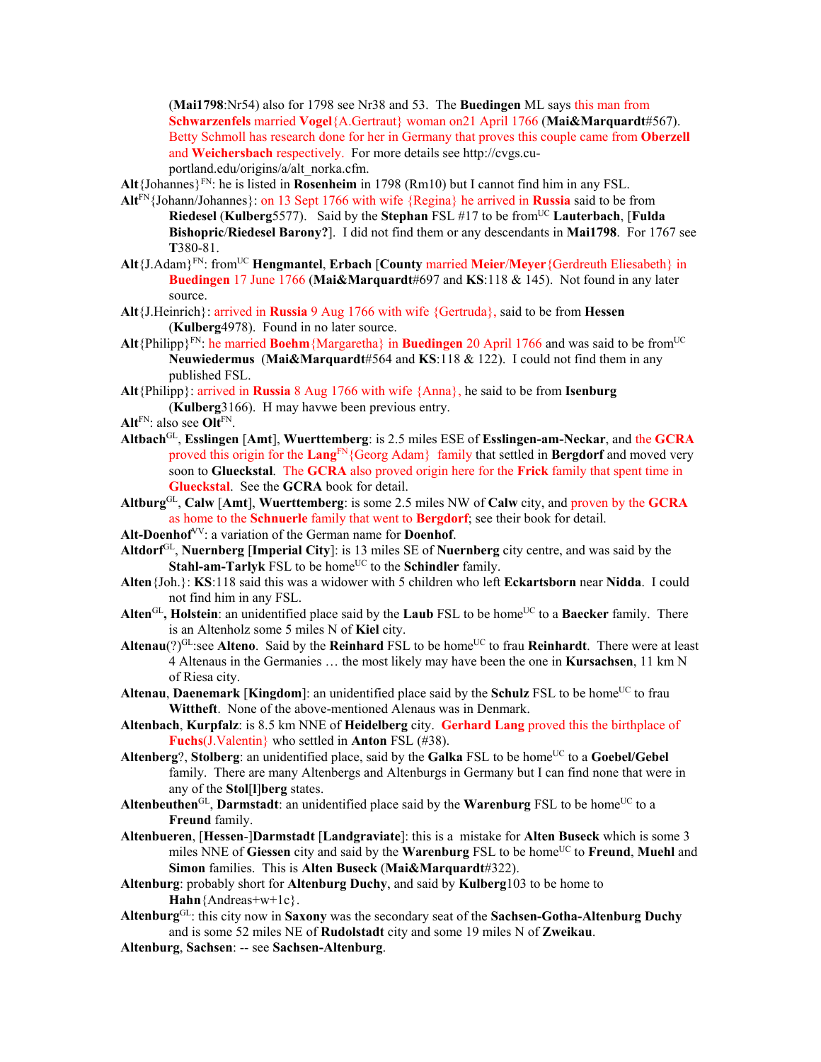(**Mai1798**:Nr54) also for 1798 see Nr38 and 53. The **Buedingen** ML says this man from **Schwarzenfels** married **Vogel**{A.Gertraut} woman on21 April 1766 (**Mai&Marquardt**#567). Betty Schmoll has research done for her in Germany that proves this couple came from **Oberzell** and **Weichersbach** respectively. For more details see http://cvgs.cu-portland.edu/origins/a/alt_norka.cfm.

**Alt**{Johannes}[FN]: he is listed in **Rosenheim** in 1798 (Rm10) but I cannot find him in any FSL.

**Alt**[FN]{Johann/Johannes}: on 13 Sept 1766 with wife {Regina} he arrived in **Russia** said to be from **Riedesel** (**Kulberg**5577). Said by the **Stephan** FSL #17 to be from[UC] **Lauterbach**, [**Fulda Bishopric**/**Riedesel Barony?**]. I did not find them or any descendants in **Mai1798**. For 1767 see **T**380-81.

**Alt**{J.Adam}[FN]: from[UC] **Hengmantel**, **Erbach** [**County** married **Meier**/**Meyer**{Gerdreuth Eliesabeth} in **Buedingen** 17 June 1766 (**Mai&Marquardt**#697 and **KS**:118 & 145). Not found in any later source.

**Alt**{J.Heinrich}: arrived in **Russia** 9 Aug 1766 with wife {Gertruda}, said to be from **Hessen** (**Kulberg**4978). Found in no later source.

**Alt**{Philipp}[FN]: he married **Boehm**{Margaretha} in **Buedingen** 20 April 1766 and was said to be from[UC] **Neuwiedermus** (**Mai&Marquardt**#564 and **KS**:118 & 122). I could not find them in any published FSL.

**Alt**{Philipp}: arrived in **Russia** 8 Aug 1766 with wife {Anna}, he said to be from **Isenburg** (**Kulberg**3166). H may havwe been previous entry.

**Alt**[FN]: also see **Olt**[FN].

**Altbach**[GL], **Esslingen** [**Amt**], **Wuerttemberg**: is 2.5 miles ESE of **Esslingen-am-Neckar**, and the **GCRA** proved this origin for the **Lang**[FN]{Georg Adam} family that settled in **Bergdorf** and moved very soon to **Glueckstal**. The **GCRA** also proved origin here for the **Frick** family that spent time in **Glueckstal**. See the **GCRA** book for detail.

**Altburg**[GL], **Calw** [**Amt**], **Wuerttemberg**: is some 2.5 miles NW of **Calw** city, and proven by the **GCRA** as home to the **Schnuerle** family that went to **Bergdorf**; see their book for detail.

**Alt-Doenhof**[VV]: a variation of the German name for **Doenhof**.

**Altdorf**[GL], **Nuernberg** [**Imperial City**]: is 13 miles SE of **Nuernberg** city centre, and was said by the **Stahl-am-Tarlyk** FSL to be home[UC] to the **Schindler** family.

**Alten**{Joh.}: **KS**:118 said this was a widower with 5 children who left **Eckartsborn** near **Nidda**. I could not find him in any FSL.

**Alten**[GL]**, Holstein**: an unidentified place said by the **Laub** FSL to be home[UC] to a **Baecker** family. There is an Altenholz some 5 miles N of **Kiel** city.

**Altenau**(?)[GL]:see **Alteno**. Said by the **Reinhard** FSL to be home[UC] to frau **Reinhardt**. There were at least 4 Altenaus in the Germanies … the most likely may have been the one in **Kursachsen**, 11 km N of Riesa city.

**Altenau**, **Daenemark** [**Kingdom**]: an unidentified place said by the **Schulz** FSL to be home[UC] to frau **Wittheft**. None of the above-mentioned Alenaus was in Denmark.

**Altenbach**, **Kurpfalz**: is 8.5 km NNE of **Heidelberg** city. **Gerhard Lang** proved this the birthplace of **Fuchs**(J.Valentin} who settled in **Anton** FSL (#38).

**Altenberg**?, **Stolberg**: an unidentified place, said by the **Galka** FSL to be home[UC] to a **Goebel/Gebel** family. There are many Altenbergs and Altenburgs in Germany but I can find none that were in any of the **Stol[l]berg** states.

**Altenbeuthen**[GL], **Darmstadt**: an unidentified place said by the **Warenburg** FSL to be home[UC] to a **Freund** family.

**Altenbueren**, [**Hessen**-]**Darmstadt** [**Landgraviate**]: this is a mistake for **Alten Buseck** which is some 3 miles NNE of **Giessen** city and said by the **Warenburg** FSL to be home[UC] to **Freund**, **Muehl** and **Simon** families. This is **Alten Buseck** (**Mai&Marquardt**#322).

**Altenburg**: probably short for **Altenburg Duchy**, and said by **Kulberg**103 to be home to **Hahn**{Andreas+w+1c}.

**Altenburg**[GL]: this city now in **Saxony** was the secondary seat of the **Sachsen-Gotha-Altenburg Duchy** and is some 52 miles NE of **Rudolstadt** city and some 19 miles N of **Zweikau**.

**Altenburg**, **Sachsen**: -- see **Sachsen-Altenburg**.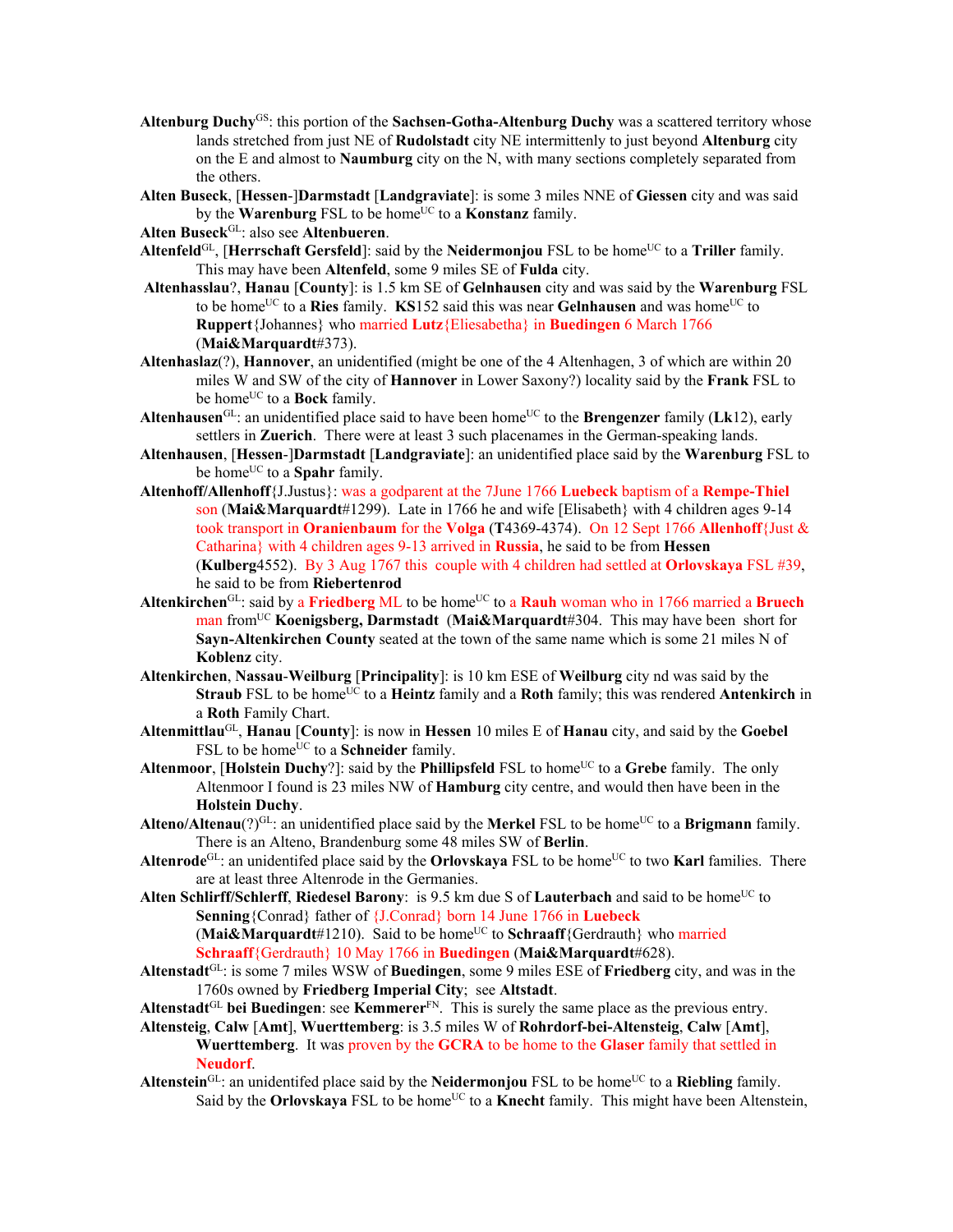**Altenburg Duchy**GS: this portion of the **Sachsen-Gotha-Altenburg Duchy** was a scattered territory whose lands stretched from just NE of **Rudolstadt** city NE intermittently to just beyond **Altenburg** city on the E and almost to **Naumburg** city on the N, with many sections completely separated from the others.

**Alten Buseck**, [**Hessen**-]**Darmstadt** [**Landgraviate**]: is some 3 miles NNE of **Giessen** city and was said by the **Warenburg** FSL to be homeUC to a **Konstanz** family.

**Alten Buseck**GL: also see **Altenbueren**.

**Altenfeld**GL, [**Herrschaft Gersfeld**]: said by the **Neidermonjou** FSL to be homeUC to a **Triller** family. This may have been **Altenfeld**, some 9 miles SE of **Fulda** city.

**Altenhasslau**?, **Hanau** [**County**]: is 1.5 km SE of **Gelnhausen** city and was said by the **Warenburg** FSL to be homeUC to a **Ries** family. **KS**152 said this was near **Gelnhausen** and was homeUC to **Ruppert**{Johannes} who married **Lutz**{Eliesabetha} in **Buedingen** 6 March 1766 (**Mai&Marquardt**#373).

**Altenhaslaz**(?), **Hannover**, an unidentified (might be one of the 4 Altenhagen, 3 of which are within 20 miles W and SW of the city of **Hannover** in Lower Saxony?) locality said by the **Frank** FSL to be homeUC to a **Bock** family.

**Altenhausen**GL: an unidentified place said to have been homeUC to the **Brengenzer** family (**Lk**12), early settlers in **Zuerich**. There were at least 3 such placenames in the German-speaking lands.

**Altenhausen**, [**Hessen**-]**Darmstadt** [**Landgraviate**]: an unidentified place said by the **Warenburg** FSL to be homeUC to a **Spahr** family.

**Altenhoff/Allenhoff**{J.Justus}: was a godparent at the 7June 1766 **Luebeck** baptism of a **Rempe-Thiel** son (**Mai&Marquardt**#1299). Late in 1766 he and wife [Elisabeth} with 4 children ages 9-14 took transport in **Oranienbaum** for the **Volga** (**T**4369-4374). On 12 Sept 1766 **Allenhoff**{Just & Catharina} with 4 children ages 9-13 arrived in **Russia**, he said to be from **Hessen** (**Kulberg**4552). By 3 Aug 1767 this couple with 4 children had settled at **Orlovskaya** FSL #39, he said to be from **Riebertenrod**

**Altenkirchen**GL: said by a **Friedberg** ML to be homeUC to a **Rauh** woman who in 1766 married a **Bruech** man fromUC **Koenigsberg, Darmstadt** (**Mai&Marquardt**#304. This may have been short for **Sayn-Altenkirchen County** seated at the town of the same name which is some 21 miles N of **Koblenz** city.

**Altenkirchen**, **Nassau**-**Weilburg** [**Principality**]: is 10 km ESE of **Weilburg** city nd was said by the **Straub** FSL to be homeUC to a **Heintz** family and a **Roth** family; this was rendered **Antenkirch** in a **Roth** Family Chart.

**Altenmittlau**GL, **Hanau** [**County**]: is now in **Hessen** 10 miles E of **Hanau** city, and said by the **Goebel** FSL to be homeUC to a **Schneider** family.

**Altenmoor**, [**Holstein Duchy**?]: said by the **Phillipsfeld** FSL to homeUC to a **Grebe** family. The only Altenmoor I found is 23 miles NW of **Hamburg** city centre, and would then have been in the **Holstein Duchy**.

**Alteno/Altenau**(?)GL: an unidentified place said by the **Merkel** FSL to be homeUC to a **Brigmann** family. There is an Alteno, Brandenburg some 48 miles SW of **Berlin**.

**Altenrode**GL: an unidentifed place said by the **Orlovskaya** FSL to be homeUC to two **Karl** families. There are at least three Altenrode in the Germanies.

**Alten Schlirff/Schlerff**, **Riedesel Barony**: is 9.5 km due S of **Lauterbach** and said to be homeUC to **Senning**{Conrad} father of {J.Conrad} born 14 June 1766 in **Luebeck** (**Mai&Marquardt**#1210). Said to be homeUC to **Schraaff**{Gerdrauth} who married **Schraaff**{Gerdrauth} 10 May 1766 in **Buedingen** (**Mai&Marquardt**#628).

**Altenstadt**GL: is some 7 miles WSW of **Buedingen**, some 9 miles ESE of **Friedberg** city, and was in the 1760s owned by **Friedberg Imperial City**; see **Altstadt**.

**Altenstadt**GL **bei Buedingen**: see **Kemmerer**FN. This is surely the same place as the previous entry.

**Altensteig**, **Calw** [**Amt**], **Wuerttemberg**: is 3.5 miles W of **Rohrdorf-bei-Altensteig**, **Calw** [**Amt**], **Wuerttemberg**. It was proven by the **GCRA** to be home to the **Glaser** family that settled in **Neudorf**.

**Altenstein**GL: an unidentifed place said by the **Neidermonjou** FSL to be homeUC to a **Riebling** family. Said by the **Orlovskaya** FSL to be homeUC to a **Knecht** family. This might have been Altenstein,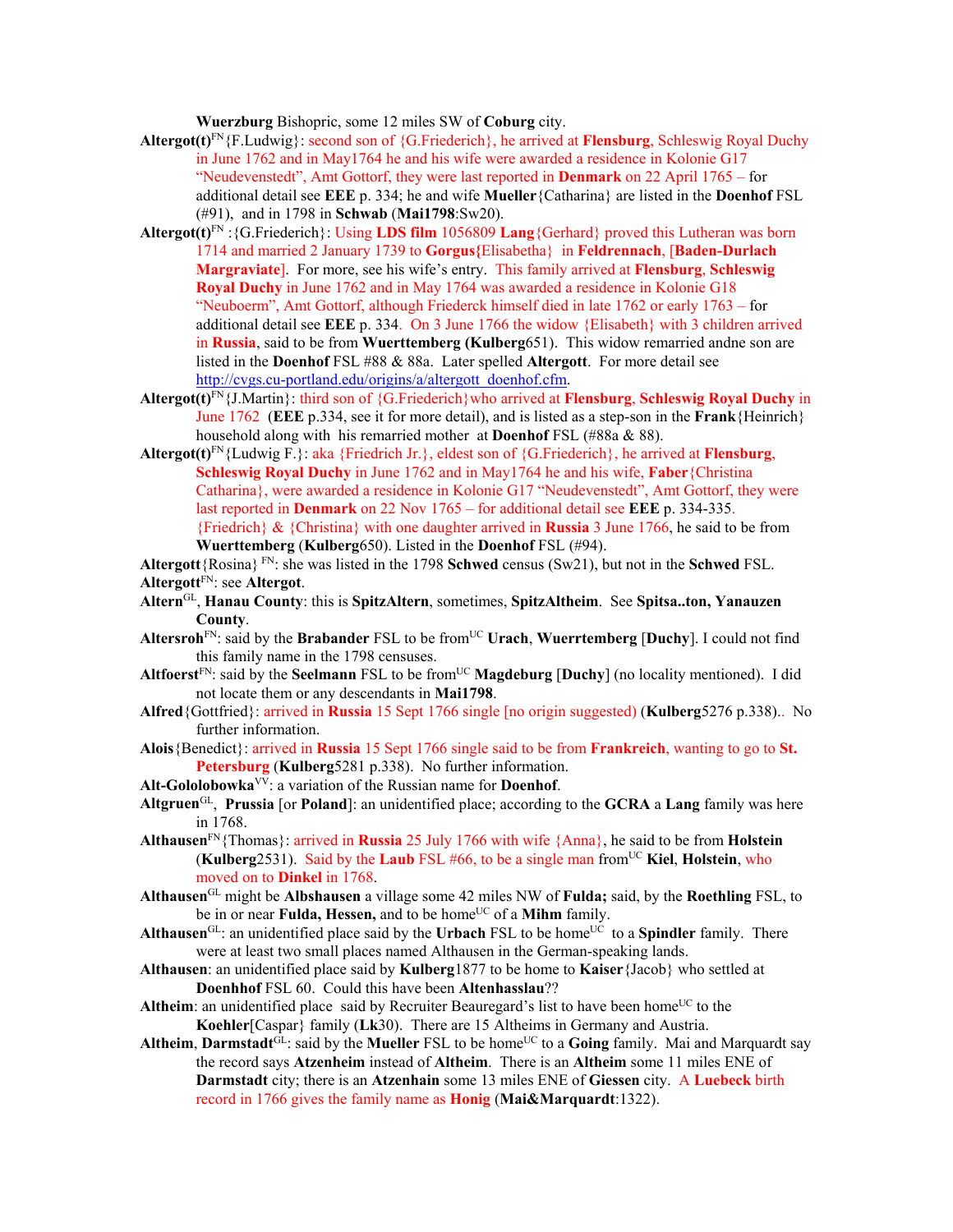**Wuerzburg** Bishopric, some 12 miles SW of **Coburg** city.

**Altergot(t)**[FN]{F.Ludwig}: second son of {G.Friederich}, he arrived at **Flensburg**, Schleswig Royal Duchy in June 1762 and in May1764 he and his wife were awarded a residence in Kolonie G17 "Neudevenstedt", Amt Gottorf, they were last reported in **Denmark** on 22 April 1765 – for additional detail see **EEE** p. 334; he and wife **Mueller**{Catharina} are listed in the **Doenhof** FSL (#91), and in 1798 in **Schwab** (**Mai1798**:Sw20).

**Altergot(t)**[FN] :{G.Friederich}: Using **LDS film** 1056809 **Lang**{Gerhard} proved this Lutheran was born 1714 and married 2 January 1739 to **Gorgus{**Elisabetha} in **Feldrennach**, [**Baden-Durlach Margraviate**]. For more, see his wife's entry. This family arrived at **Flensburg**, **Schleswig Royal Duchy** in June 1762 and in May 1764 was awarded a residence in Kolonie G18 "Neuboerm", Amt Gottorf, although Friederck himself died in late 1762 or early 1763 – for additional detail see **EEE** p. 334. On 3 June 1766 the widow {Elisabeth} with 3 children arrived in **Russia**, said to be from **Wuerttemberg (Kulberg**651). This widow remarried andne son are listed in the **Doenhof** FSL #88 & 88a. Later spelled **Altergott**. For more detail see http://cvgs.cu-portland.edu/origins/a/altergott_doenhof.cfm.

**Altergot(t)**[FN]{J.Martin}: third son of {G.Friederich}who arrived at **Flensburg**, **Schleswig Royal Duchy** in June 1762 (**EEE** p.334, see it for more detail), and is listed as a step-son in the **Frank**{Heinrich} household along with his remarried mother at **Doenhof** FSL (#88a & 88).

**Altergot(t)**[FN]{Ludwig F.}: aka {Friedrich Jr.}, eldest son of {G.Friederich}, he arrived at **Flensburg**, **Schleswig Royal Duchy** in June 1762 and in May1764 he and his wife, **Faber**{Christina Catharina}, were awarded a residence in Kolonie G17 "Neudevenstedt", Amt Gottorf, they were last reported in **Denmark** on 22 Nov 1765 – for additional detail see **EEE** p. 334-335. {Friedrich} & {Christina} with one daughter arrived in **Russia** 3 June 1766, he said to be from **Wuerttemberg** (**Kulberg**650). Listed in the **Doenhof** FSL (#94).

**Altergott**{Rosina} [FN]: she was listed in the 1798 **Schwed** census (Sw21), but not in the **Schwed** FSL.

**Altergott**[FN]: see **Altergot**.

**Altern**[GL], **Hanau County**: this is **SpitzAltern**, sometimes, **SpitzAltheim**. See **Spitsa..ton, Yanauzen County**.

**Altersroh**[FN]: said by the **Brabander** FSL to be from[UC] **Urach**, **Wuerrtemberg** [**Duchy**]. I could not find this family name in the 1798 censuses.

**Altfoerst**[FN]: said by the **Seelmann** FSL to be from[UC] **Magdeburg** [**Duchy**] (no locality mentioned). I did not locate them or any descendants in **Mai1798**.

**Alfred**{Gottfried}: arrived in **Russia** 15 Sept 1766 single [no origin suggested) (**Kulberg**5276 p.338).. No further information.

**Alois**{Benedict}: arrived in **Russia** 15 Sept 1766 single said to be from **Frankreich**, wanting to go to **St. Petersburg** (**Kulberg**5281 p.338). No further information.

**Alt-Gololobowka**[VV]: a variation of the Russian name for **Doenhof**.

**Altgruen**[GL], **Prussia** [or **Poland**]: an unidentified place; according to the **GCRA** a **Lang** family was here in 1768.

**Althausen**[FN]{Thomas}: arrived in **Russia** 25 July 1766 with wife {Anna}, he said to be from **Holstein** (**Kulberg**2531). Said by the **Laub** FSL #66, to be a single man from[UC] **Kiel**, **Holstein**, who moved on to **Dinkel** in 1768.

**Althausen**[GL] might be **Albshausen** a village some 42 miles NW of **Fulda;** said, by the **Roethling** FSL, to be in or near **Fulda, Hessen,** and to be home[UC] of a **Mihm** family.

**Althausen**[GL]: an unidentified place said by the **Urbach** FSL to be home[UC] to a **Spindler** family. There were at least two small places named Althausen in the German-speaking lands.

**Althausen**: an unidentified place said by **Kulberg**1877 to be home to **Kaiser**{Jacob} who settled at **Doenhhof** FSL 60. Could this have been **Altenhasslau**??

**Altheim**: an unidentified place said by Recruiter Beauregard's list to have been home[UC] to the **Koehler**[Caspar} family (**Lk**30). There are 15 Altheims in Germany and Austria.

**Altheim**, **Darmstadt**[GL]: said by the **Mueller** FSL to be home[UC] to a **Going** family. Mai and Marquardt say the record says **Atzenheim** instead of **Altheim**. There is an **Altheim** some 11 miles ENE of **Darmstadt** city; there is an **Atzenhain** some 13 miles ENE of **Giessen** city. A **Luebeck** birth record in 1766 gives the family name as **Honig** (**Mai&Marquardt**:1322).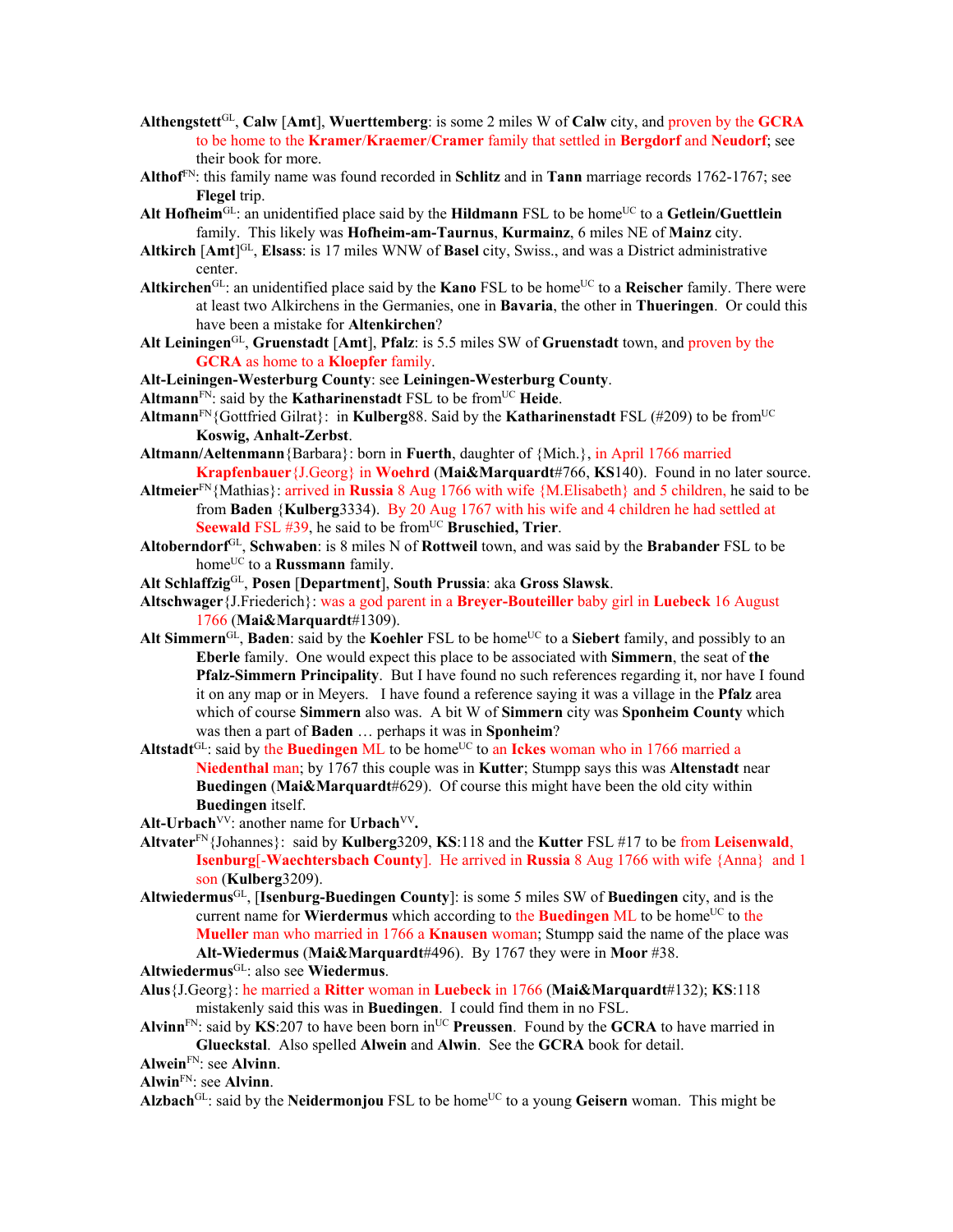**Althengstett**[GL], **Calw** [**Amt**], **Wuerttemberg**: is some 2 miles W of **Calw** city, and proven by the **GCRA** to be home to the **Kramer**/**Kraemer**/**Cramer** family that settled in **Bergdorf** and **Neudorf**; see their book for more.

**Althof**[FN]: this family name was found recorded in **Schlitz** and in **Tann** marriage records 1762-1767; see **Flegel** trip.

**Alt Hofheim**[GL]: an unidentified place said by the **Hildmann** FSL to be home[UC] to a **Getlein/Guettlein** family. This likely was **Hofheim-am-Taurnus**, **Kurmainz**, 6 miles NE of **Mainz** city.

**Altkirch** [**Amt**][GL], **Elsass**: is 17 miles WNW of **Basel** city, Swiss., and was a District administrative center.

**Altkirchen**[GL]: an unidentified place said by the **Kano** FSL to be home[UC] to a **Reischer** family. There were at least two Alkirchens in the Germanies, one in **Bavaria**, the other in **Thueringen**. Or could this have been a mistake for **Altenkirchen**?

**Alt Leiningen**[GL], **Gruenstadt** [**Amt**], **Pfalz**: is 5.5 miles SW of **Gruenstadt** town, and proven by the **GCRA** as home to a **Kloepfer** family.

**Alt-Leiningen-Westerburg County**: see **Leiningen-Westerburg County**.

**Altmann**[FN]: said by the **Katharinenstadt** FSL to be from[UC] **Heide**.

**Altmann**[FN]{Gottfried Gilrat}: in **Kulberg**88. Said by the **Katharinenstadt** FSL (#209) to be from[UC] **Koswig, Anhalt-Zerbst**.

**Altmann/Aeltenmann**{Barbara}: born in **Fuerth**, daughter of {Mich.}, in April 1766 married **Krapfenbauer**{J.Georg} in **Woehrd** (**Mai&Marquardt**#766, **KS**140). Found in no later source.

**Altmeier**[FN]{Mathias}: arrived in **Russia** 8 Aug 1766 with wife {M.Elisabeth} and 5 children, he said to be from **Baden** {**Kulberg**3334). By 20 Aug 1767 with his wife and 4 children he had settled at **Seewald** FSL #39, he said to be from[UC] **Bruschied, Trier**.

**Altoberndorf**[GL], **Schwaben**: is 8 miles N of **Rottweil** town, and was said by the **Brabander** FSL to be home[UC] to a **Russmann** family.

**Alt Schlaffzig**[GL], **Posen** [**Department**], **South Prussia**: aka **Gross Slawsk**.

**Altschwager**{J.Friederich}: was a god parent in a **Breyer-Bouteiller** baby girl in **Luebeck** 16 August 1766 (**Mai&Marquardt**#1309).

**Alt Simmern**[GL], **Baden**: said by the **Koehler** FSL to be home[UC] to a **Siebert** family, and possibly to an **Eberle** family. One would expect this place to be associated with **Simmern**, the seat of **the Pfalz-Simmern Principality**. But I have found no such references regarding it, nor have I found it on any map or in Meyers. I have found a reference saying it was a village in the **Pfalz** area which of course **Simmern** also was. A bit W of **Simmern** city was **Sponheim County** which was then a part of **Baden** … perhaps it was in **Sponheim**?

**Altstadt**[GL]: said by the **Buedingen** ML to be home[UC] to an **Ickes** woman who in 1766 married a **Niedenthal** man; by 1767 this couple was in **Kutter**; Stumpp says this was **Altenstadt** near **Buedingen** (**Mai&Marquardt**#629). Of course this might have been the old city within **Buedingen** itself.

**Alt-Urbach**[VV]: another name for **Urbach**[VV]**.**

**Altvater**[FN]{Johannes}: said by **Kulberg**3209, **KS**:118 and the **Kutter** FSL #17 to be from **Leisenwald**, **Isenburg**[-**Waechtersbach County**]. He arrived in **Russia** 8 Aug 1766 with wife {Anna} and 1 son (**Kulberg**3209).

**Altwiedermus**[GL], [**Isenburg-Buedingen County**]: is some 5 miles SW of **Buedingen** city, and is the current name for **Wierdermus** which according to the **Buedingen** ML to be home[UC] to the **Mueller** man who married in 1766 a **Knausen** woman; Stumpp said the name of the place was **Alt-Wiedermus** (**Mai&Marquardt**#496). By 1767 they were in **Moor** #38.

**Altwiedermus**[GL]: also see **Wiedermus**.

**Alus**{J.Georg}: he married a **Ritter** woman in **Luebeck** in 1766 (**Mai&Marquardt**#132); **KS**:118 mistakenly said this was in **Buedingen**. I could find them in no FSL.

**Alvinn**[FN]: said by **KS**:207 to have been born in[UC] **Preussen**. Found by the **GCRA** to have married in **Glueckstal**. Also spelled **Alwein** and **Alwin**. See the **GCRA** book for detail.

**Alwein**[FN]: see **Alvinn**.

**Alwin**[FN]: see **Alvinn**.

**Alzbach**[GL]: said by the **Neidermonjou** FSL to be home[UC] to a young **Geisern** woman. This might be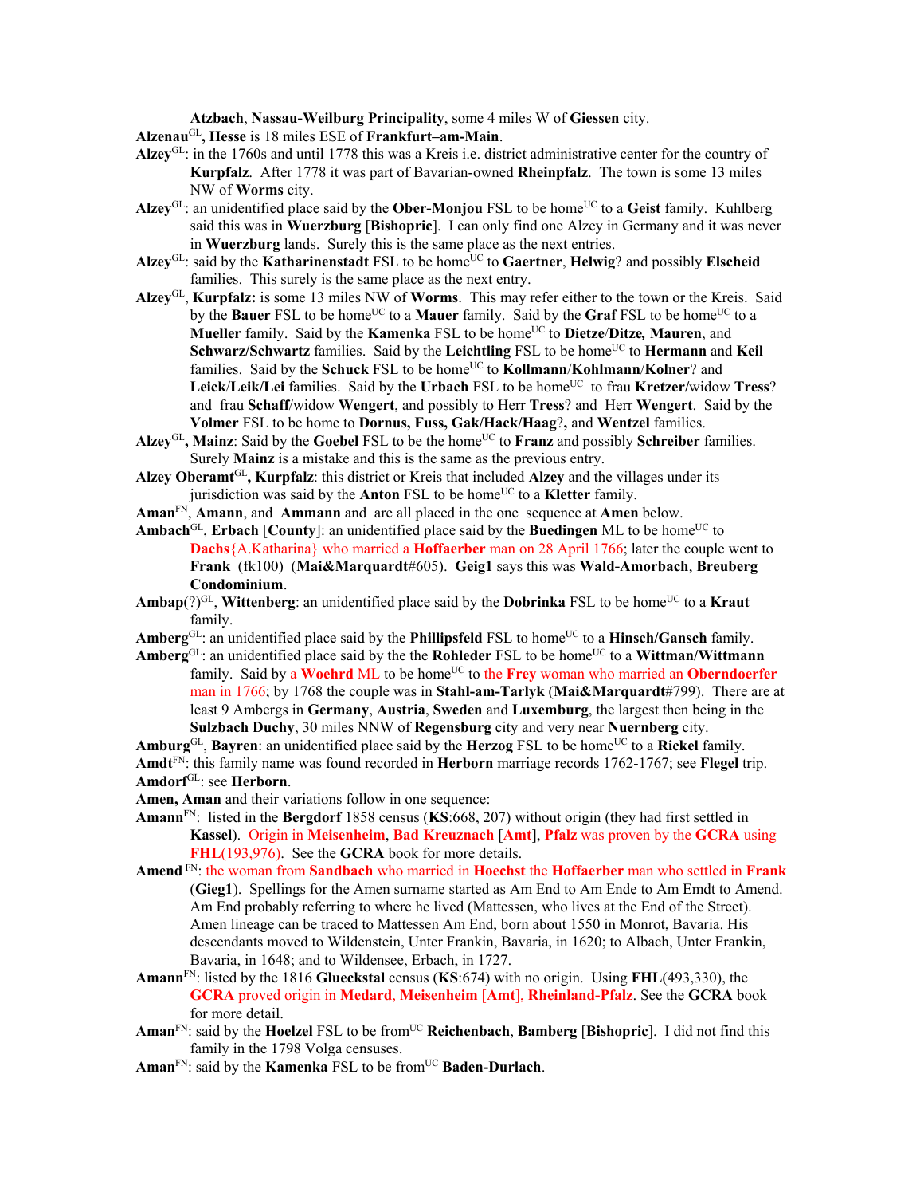**Atzbach**, **Nassau-Weilburg Principality**, some 4 miles W of **Giessen** city.

**Alzenau**[GL]**, Hesse** is 18 miles ESE of **Frankfurt–am-Main**.

**Alzey**[GL]: in the 1760s and until 1778 this was a Kreis i.e. district administrative center for the country of **Kurpfalz**. After 1778 it was part of Bavarian-owned **Rheinpfalz**. The town is some 13 miles NW of **Worms** city.

**Alzey**[GL]: an unidentified place said by the **Ober-Monjou** FSL to be home[UC] to a **Geist** family. Kuhlberg said this was in **Wuerzburg** [**Bishopric**]. I can only find one Alzey in Germany and it was never in **Wuerzburg** lands. Surely this is the same place as the next entries.

**Alzey**[GL]: said by the **Katharinenstadt** FSL to be home[UC] to **Gaertner**, **Helwig**? and possibly **Elscheid** families. This surely is the same place as the next entry.

**Alzey**[GL], **Kurpfalz:** is some 13 miles NW of **Worms**. This may refer either to the town or the Kreis. Said by the **Bauer** FSL to be home[UC] to a **Mauer** family. Said by the **Graf** FSL to be home[UC] to a **Mueller** family. Said by the **Kamenka** FSL to be home[UC] to **Dietze**/**Ditze,** **Mauren**, and **Schwarz/Schwartz** families. Said by the **Leichtling** FSL to be home[UC] to **Hermann** and **Keil** families. Said by the **Schuck** FSL to be home[UC] to **Kollmann**/**Kohlmann**/**Kolner**? and **Leick**/**Leik/Lei** families. Said by the **Urbach** FSL to be home[UC] to frau **Kretzer/**widow **Tress**? and frau **Schaff**/widow **Wengert**, and possibly to Herr **Tress**? and Herr **Wengert**. Said by the **Volmer** FSL to be home to **Dornus, Fuss, Gak/Hack/Haag**?**,** and **Wentzel** families.

**Alzey**[GL]**, Mainz**: Said by the **Goebel** FSL to be the home[UC] to **Franz** and possibly **Schreiber** families. Surely **Mainz** is a mistake and this is the same as the previous entry.

**Alzey Oberamt**[GL]**, Kurpfalz**: this district or Kreis that included **Alzey** and the villages under its jurisdiction was said by the **Anton** FSL to be home[UC] to a **Kletter** family.

**Aman**[FN], **Amann**, and **Ammann** and are all placed in the one sequence at **Amen** below.

**Ambach**[GL], **Erbach** [**County**]: an unidentified place said by the **Buedingen** ML to be home[UC] to **Dachs**{A.Katharina} who married a **Hoffaerber** man on 28 April 1766; later the couple went to **Frank** (fk100) (**Mai&Marquardt**#605). **Geig1** says this was **Wald-Amorbach**, **Breuberg Condominium**.

**Ambap**(?)[GL], **Wittenberg**: an unidentified place said by the **Dobrinka** FSL to be home[UC] to a **Kraut** family.

**Amberg**[GL]: an unidentified place said by the **Phillipsfeld** FSL to home[UC] to a **Hinsch/Gansch** family.

**Amberg**[GL]: an unidentified place said by the the **Rohleder** FSL to be home[UC] to a **Wittman/Wittmann** family. Said by a **Woehrd** ML to be home[UC] to the **Frey** woman who married an **Oberndoerfer** man in 1766; by 1768 the couple was in **Stahl-am-Tarlyk** (**Mai&Marquardt**#799). There are at least 9 Ambergs in **Germany**, **Austria**, **Sweden** and **Luxemburg**, the largest then being in the **Sulzbach Duchy**, 30 miles NNW of **Regensburg** city and very near **Nuernberg** city.

**Amburg**[GL], **Bayren**: an unidentified place said by the **Herzog** FSL to be home[UC] to a **Rickel** family.

**Amdt**[FN]: this family name was found recorded in **Herborn** marriage records 1762-1767; see **Flegel** trip.

**Amdorf**[GL]: see **Herborn**.

**Amen, Aman** and their variations follow in one sequence:

**Amann**[FN]: listed in the **Bergdorf** 1858 census (**KS**:668, 207) without origin (they had first settled in **Kassel**). Origin in **Meisenheim**, **Bad Kreuznach** [**Amt**], **Pfalz** was proven by the **GCRA** using **FHL**(193,976). See the **GCRA** book for more details.

**Amend** [FN]: the woman from **Sandbach** who married in **Hoechst** the **Hoffaerber** man who settled in **Frank** (**Gieg1**). Spellings for the Amen surname started as Am End to Am Ende to Am Emdt to Amend. Am End probably referring to where he lived (Mattessen, who lives at the End of the Street). Amen lineage can be traced to Mattessen Am End, born about 1550 in Monrot, Bavaria. His descendants moved to Wildenstein, Unter Frankin, Bavaria, in 1620; to Albach, Unter Frankin, Bavaria, in 1648; and to Wildensee, Erbach, in 1727.

**Amann**[FN]: listed by the 1816 **Glueckstal** census (**KS**:674) with no origin. Using **FHL**(493,330), the **GCRA** proved origin in **Medard**, **Meisenheim** [**Amt**], **Rheinland-Pfalz**. See the **GCRA** book for more detail.

**Aman**[FN]: said by the **Hoelzel** FSL to be from[UC] **Reichenbach**, **Bamberg** [**Bishopric**]. I did not find this family in the 1798 Volga censuses.

**Aman**[FN]: said by the **Kamenka** FSL to be from[UC] **Baden-Durlach**.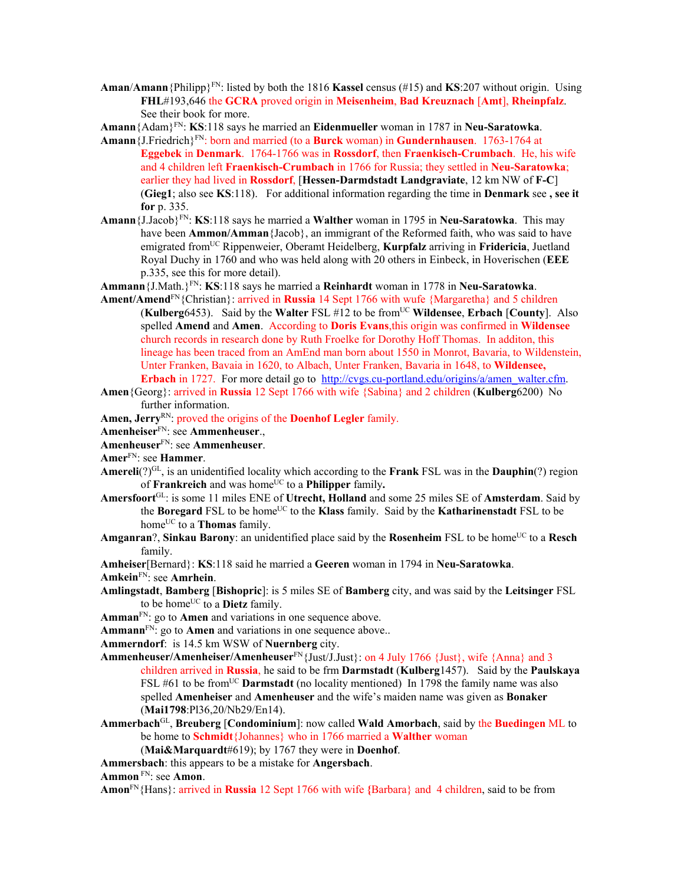**Aman**/**Amann**{Philipp}[FN]: listed by both the 1816 **Kassel** census (#15) and **KS**:207 without origin. Using **FHL**#193,646 the **GCRA** proved origin in **Meisenheim**, **Bad Kreuznach** [**Amt**], **Rheinpfalz**. See their book for more.

**Amann**{Adam}[FN]: **KS**:118 says he married an **Eidenmueller** woman in 1787 in **Neu-Saratowka**.

**Amann**{J.Friedrich}[FN]: born and married (to a **Burck** woman) in **Gundernhausen**. 1763-1764 at **Eggebek** in **Denmark**. 1764-1766 was in **Rossdorf**, then **Fraenkisch-Crumbach**. He, his wife and 4 children left **Fraenkisch-Crumbach** in 1766 for Russia; they settled in **Neu-Saratowka**; earlier they had lived in **Rossdorf**, [**Hessen-Darmdstadt Landgraviate**, 12 km NW of **F-C**] (**Gieg1**; also see **KS**:118). For additional information regarding the time in **Denmark** see **, see it for** p. 335.

**Amann**{J.Jacob}[FN]: **KS**:118 says he married a **Walther** woman in 1795 in **Neu-Saratowka**. This may have been **Ammon/Amman**{Jacob}, an immigrant of the Reformed faith, who was said to have emigrated from[UC] Rippenweier, Oberamt Heidelberg, **Kurpfalz** arriving in **Fridericia**, Juetland Royal Duchy in 1760 and who was held along with 20 others in Einbeck, in Hoverischen (**EEE** p.335, see this for more detail).

**Ammann**{J.Math.}[FN]: **KS**:118 says he married a **Reinhardt** woman in 1778 in **Neu-Saratowka**.

**Ament/Amend**[FN]{Christian}: arrived in **Russia** 14 Sept 1766 with wufe {Margaretha} and 5 children (**Kulberg**6453). Said by the **Walter** FSL #12 to be from[UC] **Wildensee**, **Erbach** [**County**]. Also spelled **Amend** and **Amen**. According to **Doris Evans**,this origin was confirmed in **Wildensee** church records in research done by Ruth Froelke for Dorothy Hoff Thomas. In additon, this lineage has been traced from an AmEnd man born about 1550 in Monrot, Bavaria, to Wildenstein, Unter Franken, Bavaia in 1620, to Albach, Unter Franken, Bavaria in 1648, to **Wildensee, Erbach** in 1727. For more detail go to http://cvgs.cu-portland.edu/origins/a/amen_walter.cfm.

**Amen**{Georg}: arrived in **Russia** 12 Sept 1766 with wife {Sabina} and 2 children (**Kulberg**6200) No further information.

**Amen, Jerry**[RN]: proved the origins of the **Doenhof Legler** family.

**Amenheiser**[FN]: see **Ammenheuser**.,

**Amenheuser**[FN]: see **Ammenheuser**.

**Amer**[FN]: see **Hammer**.

**Amereli**(?)[GL], is an unidentified locality which according to the **Frank** FSL was in the **Dauphin**(?) region of **Frankreich** and was home[UC] to a **Philipper** family**.**

**Amersfoort**[GL]: is some 11 miles ENE of **Utrecht, Holland** and some 25 miles SE of **Amsterdam**. Said by the **Boregard** FSL to be home[UC] to the **Klass** family. Said by the **Katharinenstadt** FSL to be home[UC] to a **Thomas** family.

**Amganran**?, **Sinkau Barony**: an unidentified place said by the **Rosenheim** FSL to be home[UC] to a **Resch** family.

**Amheiser**[Bernard}: **KS**:118 said he married a **Geeren** woman in 1794 in **Neu-Saratowka**.

**Amkein**[FN]: see **Amrhein**.

**Amlingstadt**, **Bamberg** [**Bishopric**]: is 5 miles SE of **Bamberg** city, and was said by the **Leitsinger** FSL to be home[UC] to a **Dietz** family.

**Amman**[FN]: go to **Amen** and variations in one sequence above.

**Ammann**[FN]: go to **Amen** and variations in one sequence above..

**Ammerndorf**: is 14.5 km WSW of **Nuernberg** city.

**Ammenheuser/Amenheiser/Amenheuser**[FN]{Just/J.Just}: on 4 July 1766 {Just}, wife {Anna} and 3 children arrived in **Russia**, he said to be frm **Darmstadt** (**Kulberg**1457). Said by the **Paulskaya** FSL #61 to be from[UC] **Darmstadt** (no locality mentioned) In 1798 the family name was also spelled **Amenheiser** and **Amenheuser** and the wife's maiden name was given as **Bonaker** (**Mai1798**:Pl36,20/Nb29/En14).

**Ammerbach**[GL], **Breuberg** [**Condominium**]: now called **Wald Amorbach**, said by the **Buedingen** ML to be home to **Schmidt**{Johannes} who in 1766 married a **Walther** woman (**Mai&Marquardt**#619); by 1767 they were in **Doenhof**.

**Ammersbach**: this appears to be a mistake for **Angersbach**.

**Ammon** [FN]: see **Amon**.

**Amon**[FN]{Hans}: arrived in **Russia** 12 Sept 1766 with wife **{**Barbara} and 4 children, said to be from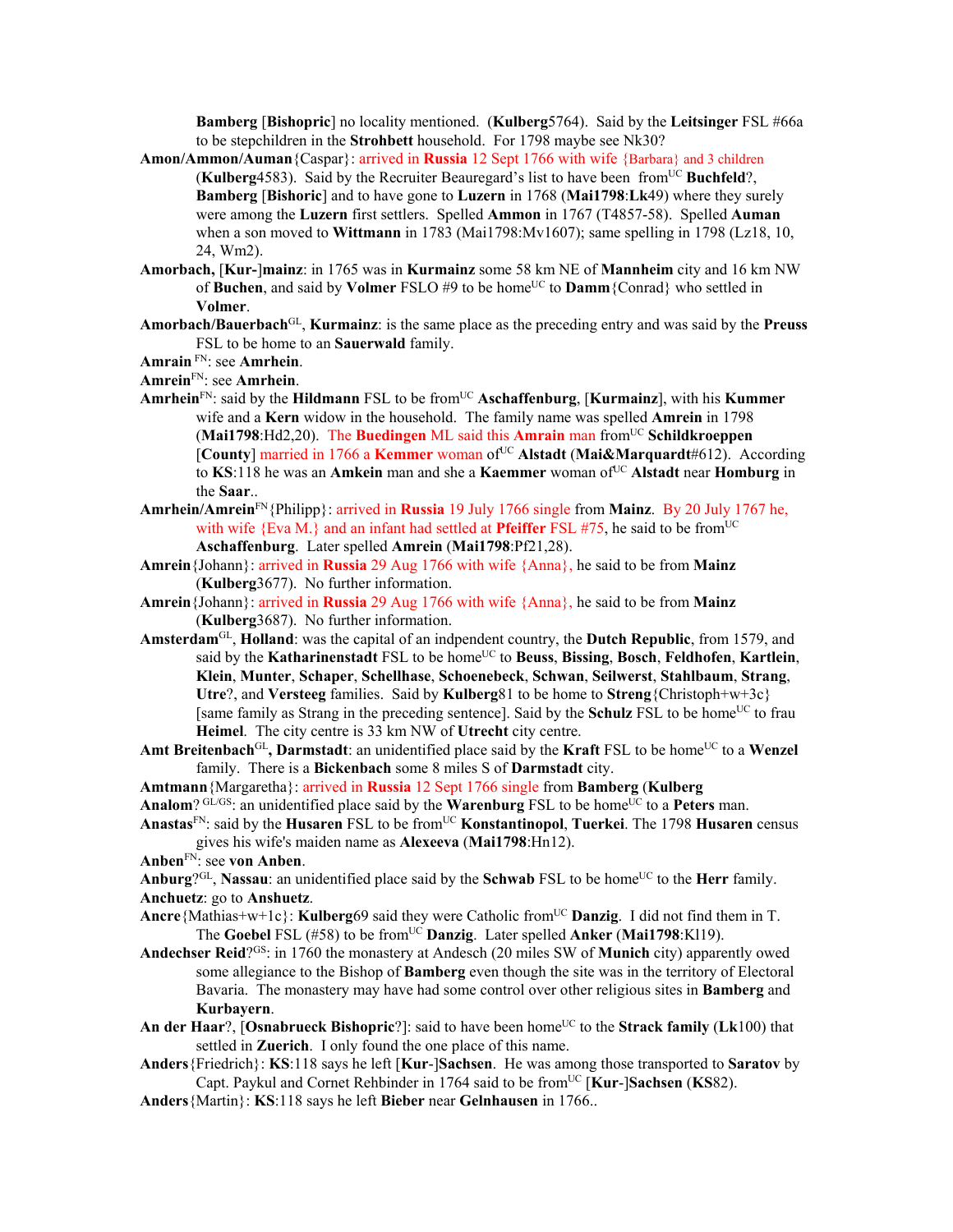**Bamberg** [**Bishopric**] no locality mentioned. (**Kulberg**5764). Said by the **Leitsinger** FSL #66a to be stepchildren in the **Strohbett** household. For 1798 maybe see Nk30?

**Amon/Ammon/Auman**{Caspar}: arrived in **Russia** 12 Sept 1766 with wife {Barbara} and 3 children (**Kulberg**4583). Said by the Recruiter Beauregard's list to have been from[UC] **Buchfeld**?, **Bamberg** [**Bishoric**] and to have gone to **Luzern** in 1768 (**Mai1798**:**Lk**49) where they surely were among the **Luzern** first settlers. Spelled **Ammon** in 1767 (T4857-58). Spelled **Auman** when a son moved to **Wittmann** in 1783 (Mai1798:Mv1607); same spelling in 1798 (Lz18, 10, 24, Wm2).

**Amorbach,** [**Kur-**]**mainz**: in 1765 was in **Kurmainz** some 58 km NE of **Mannheim** city and 16 km NW of **Buchen**, and said by **Volmer** FSLO #9 to be home[UC] to **Damm**{Conrad} who settled in **Volmer**.

**Amorbach/Bauerbach**[GL], **Kurmainz**: is the same place as the preceding entry and was said by the **Preuss** FSL to be home to an **Sauerwald** family.

**Amrain** [FN]: see **Amrhein**.

**Amrein**[FN]: see **Amrhein**.

**Amrhein**[FN]: said by the **Hildmann** FSL to be from[UC] **Aschaffenburg**, [**Kurmainz**], with his **Kummer** wife and a **Kern** widow in the household. The family name was spelled **Amrein** in 1798 (**Mai1798**:Hd2,20). The **Buedingen** ML said this **Amrain** man from[UC] **Schildkroeppen** [**County**] married in 1766 a **Kemmer** woman of[UC] **Alstadt** (**Mai&Marquardt**#612). According to **KS**:118 he was an **Amkein** man and she a **Kaemmer** woman of[UC] **Alstadt** near **Homburg** in the **Saar**..

**Amrhein/Amrein**[FN]{Philipp}: arrived in **Russia** 19 July 1766 single from **Mainz**. By 20 July 1767 he, with wife {Eva M.} and an infant had settled at **Pfeiffer** FSL #75, he said to be from[UC] **Aschaffenburg**. Later spelled **Amrein** (**Mai1798**:Pf21,28).

**Amrein**{Johann}: arrived in **Russia** 29 Aug 1766 with wife {Anna}, he said to be from **Mainz** (**Kulberg**3677). No further information.

**Amrein**{Johann}: arrived in **Russia** 29 Aug 1766 with wife {Anna}, he said to be from **Mainz** (**Kulberg**3687). No further information.

**Amsterdam**[GL], **Holland**: was the capital of an indpendent country, the **Dutch Republic**, from 1579, and said by the **Katharinenstadt** FSL to be home[UC] to **Beuss**, **Bissing**, **Bosch**, **Feldhofen**, **Kartlein**, **Klein**, **Munter**, **Schaper**, **Schellhase**, **Schoenebeck**, **Schwan**, **Seilwerst**, **Stahlbaum**, **Strang**, **Utre**?, and **Versteeg** families. Said by **Kulberg**81 to be home to **Streng**{Christoph+w+3c} [same family as Strang in the preceding sentence]. Said by the **Schulz** FSL to be home[UC] to frau **Heimel**. The city centre is 33 km NW of **Utrecht** city centre.

**Amt Breitenbach**[GL]**, Darmstadt**: an unidentified place said by the **Kraft** FSL to be home[UC] to a **Wenzel** family. There is a **Bickenbach** some 8 miles S of **Darmstadt** city.

**Amtmann**{Margaretha}: arrived in **Russia** 12 Sept 1766 single from **Bamberg** (**Kulberg**

**Analom**? [GL/GS]: an unidentified place said by the **Warenburg** FSL to be home[UC] to a **Peters** man.

**Anastas**[FN]: said by the **Husaren** FSL to be from[UC] **Konstantinopol**, **Tuerkei**. The 1798 **Husaren** census gives his wife's maiden name as **Alexeeva** (**Mai1798**:Hn12).

**Anben**[FN]: see **von Anben**.

**Anburg**?[GL], **Nassau**: an unidentified place said by the **Schwab** FSL to be home[UC] to the **Herr** family.

**Anchuetz**: go to **Anshuetz**.

**Ancre**{Mathias+w+1c}: **Kulberg**69 said they were Catholic from[UC] **Danzig**. I did not find them in T. The **Goebel** FSL (#58) to be from[UC] **Danzig**. Later spelled **Anker** (**Mai1798**:Kl19).

**Andechser Reid**?[GS]: in 1760 the monastery at Andesch (20 miles SW of **Munich** city) apparently owed some allegiance to the Bishop of **Bamberg** even though the site was in the territory of Electoral Bavaria. The monastery may have had some control over other religious sites in **Bamberg** and **Kurbayern**.

**An der Haar**?, [**Osnabrueck Bishopric**?]: said to have been home[UC] to the **Strack family** (**Lk**100) that settled in **Zuerich**. I only found the one place of this name.

**Anders**{Friedrich}: **KS**:118 says he left [**Kur**-]**Sachsen**. He was among those transported to **Saratov** by Capt. Paykul and Cornet Rehbinder in 1764 said to be from[UC] [**Kur**-]**Sachsen** (**KS**82).

**Anders**{Martin}: **KS**:118 says he left **Bieber** near **Gelnhausen** in 1766..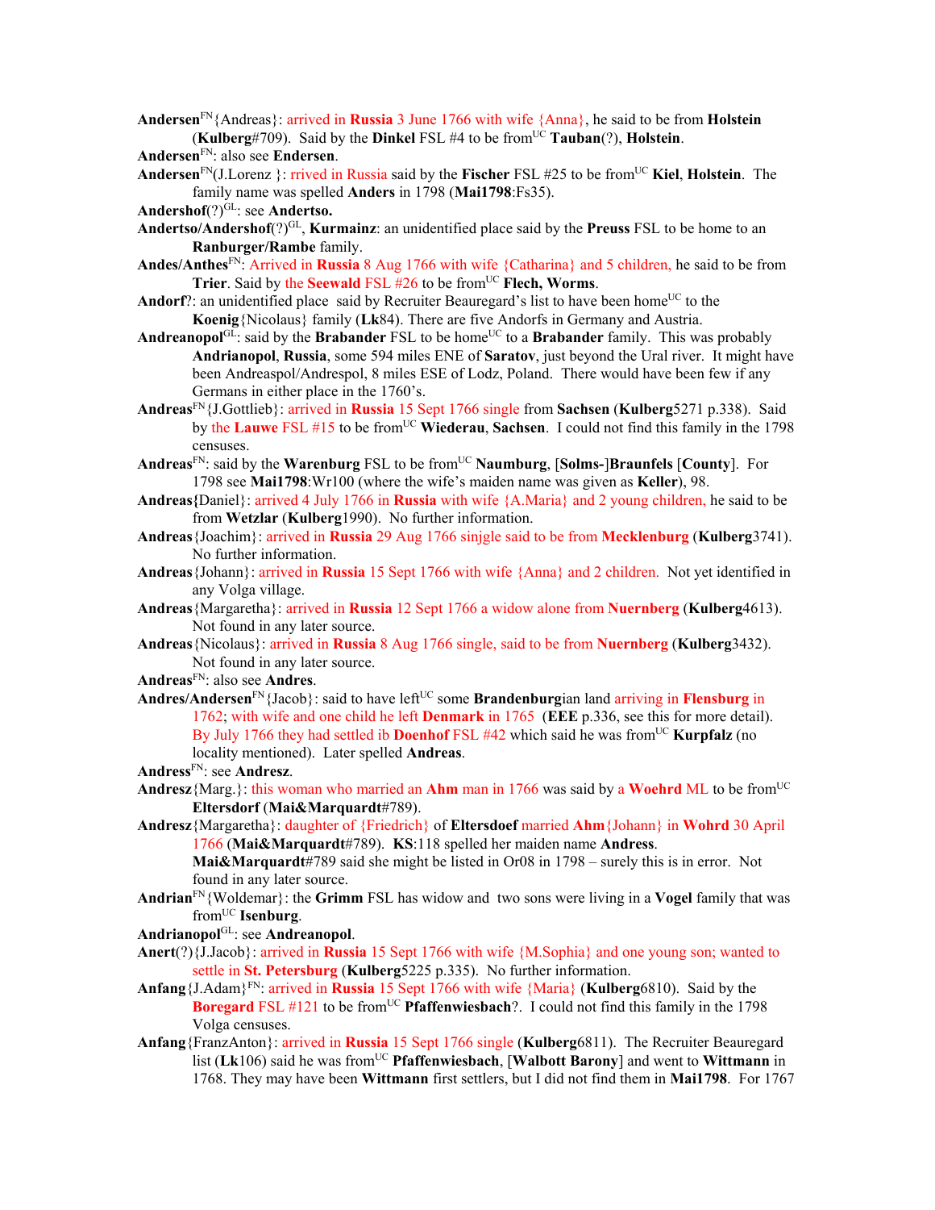**Andersen**[FN]{Andreas}: arrived in **Russia** 3 June 1766 with wife {Anna}, he said to be from **Holstein** (**Kulberg**#709). Said by the **Dinkel** FSL #4 to be from[UC] **Tauban**(?), **Holstein**.

**Andersen**[FN]: also see **Endersen**.

**Andersen**[FN](J.Lorenz }: rrived in Russia said by the **Fischer** FSL #25 to be from[UC] **Kiel**, **Holstein**. The family name was spelled **Anders** in 1798 (**Mai1798**:Fs35).

**Andershof**(?)[GL]: see **Andertso.**

**Andertso/Andershof**(?)[GL], **Kurmainz**: an unidentified place said by the **Preuss** FSL to be home to an **Ranburger/Rambe** family.

**Andes/Anthes**[FN]: Arrived in **Russia** 8 Aug 1766 with wife {Catharina} and 5 children, he said to be from **Trier**. Said by the **Seewald** FSL #26 to be from[UC] **Flech, Worms**.

**Andorf**?: an unidentified place said by Recruiter Beauregard's list to have been home[UC] to the **Koenig**{Nicolaus} family (**Lk**84). There are five Andorfs in Germany and Austria.

**Andreanopol**[GL]: said by the **Brabander** FSL to be home[UC] to a **Brabander** family. This was probably **Andrianopol**, **Russia**, some 594 miles ENE of **Saratov**, just beyond the Ural river. It might have been Andreaspol/Andrespol, 8 miles ESE of Lodz, Poland. There would have been few if any Germans in either place in the 1760's.

**Andreas**[FN]{J.Gottlieb}: arrived in **Russia** 15 Sept 1766 single from **Sachsen** (**Kulberg**5271 p.338). Said by the **Lauwe** FSL #15 to be from[UC] **Wiederau**, **Sachsen**. I could not find this family in the 1798 censuses.

**Andreas**[FN]: said by the **Warenburg** FSL to be from[UC] **Naumburg**, [**Solms-**]**Braunfels** [**County**]. For 1798 see **Mai1798**:Wr100 (where the wife's maiden name was given as **Keller**), 98.

**Andreas{**Daniel}: arrived 4 July 1766 in **Russia** with wife {A.Maria} and 2 young children, he said to be from **Wetzlar** (**Kulberg**1990). No further information.

**Andreas**{Joachim}: arrived in **Russia** 29 Aug 1766 sinjgle said to be from **Mecklenburg** (**Kulberg**3741). No further information.

**Andreas**{Johann}: arrived in **Russia** 15 Sept 1766 with wife {Anna} and 2 children. Not yet identified in any Volga village.

**Andreas**{Margaretha}: arrived in **Russia** 12 Sept 1766 a widow alone from **Nuernberg** (**Kulberg**4613). Not found in any later source.

**Andreas**{Nicolaus}: arrived in **Russia** 8 Aug 1766 single, said to be from **Nuernberg** (**Kulberg**3432). Not found in any later source.

**Andreas**[FN]: also see **Andres**.

**Andres/Andersen**[FN]{Jacob}: said to have left[UC] some **Brandenburg**ian land arriving in **Flensburg** in 1762; with wife and one child he left **Denmark** in 1765 (**EEE** p.336, see this for more detail). By July 1766 they had settled ib **Doenhof** FSL #42 which said he was from[UC] **Kurpfalz** (no locality mentioned). Later spelled **Andreas**.

**Andress**[FN]: see **Andresz**.

**Andresz**{Marg.}: this woman who married an **Ahm** man in 1766 was said by a **Woehrd** ML to be from[UC] **Eltersdorf** (**Mai&Marquardt**#789).

**Andresz**{Margaretha}: daughter of {Friedrich} of **Eltersdoef** married **Ahm**{Johann} in **Wohrd** 30 April 1766 (**Mai&Marquardt**#789). **KS**:118 spelled her maiden name **Andress**. **Mai&Marquardt**#789 said she might be listed in Or08 in 1798 – surely this is in error. Not found in any later source.

**Andrian**[FN]{Woldemar}: the **Grimm** FSL has widow and two sons were living in a **Vogel** family that was from[UC] **Isenburg**.

**Andrianopol**[GL]: see **Andreanopol**.

**Anert**(?){J.Jacob}: arrived in **Russia** 15 Sept 1766 with wife {M.Sophia} and one young son; wanted to settle in **St. Petersburg** (**Kulberg**5225 p.335). No further information.

**Anfang**{J.Adam}[FN]: arrived in **Russia** 15 Sept 1766 with wife {Maria} (**Kulberg**6810). Said by the **Boregard** FSL #121 to be from[UC] **Pfaffenwiesbach**?. I could not find this family in the 1798 Volga censuses.

**Anfang**{FranzAnton}: arrived in **Russia** 15 Sept 1766 single (**Kulberg**6811). The Recruiter Beauregard list (**Lk**106) said he was from[UC] **Pfaffenwiesbach**, [**Walbott Barony**] and went to **Wittmann** in 1768. They may have been **Wittmann** first settlers, but I did not find them in **Mai1798**. For 1767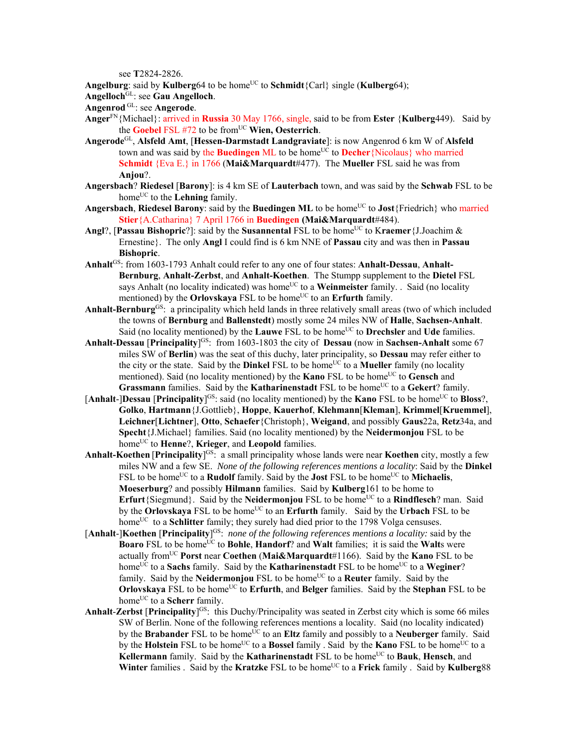see **T**2824-2826.

**Angelburg**: said by **Kulberg**64 to be home[UC] to **Schmidt**{Carl} single (**Kulberg**64);

**Angelloch**[GL]: see **Gau Angelloch**.

**Angenrod** [GL]: see **Angerode**.

**Anger**[FN]{Michael}: arrived in **Russia** 30 May 1766, single, said to be from **Ester** {**Kulberg**449). Said by the **Goebel** FSL #72 to be from[UC] **Wien, Oesterrich**.

**Angerode**[GL], **Alsfeld Amt**, [**Hessen-Darmstadt Landgraviate**]: is now Angenrod 6 km W of **Alsfeld** town and was said by the **Buedingen** ML to be home[UC] to **Decher**{Nicolaus} who married **Schmidt** {Eva E.} in 1766 (**Mai&Marquardt**#477). The **Mueller** FSL said he was from **Anjou**?.

**Angersbach**? **Riedesel** [**Barony**]: is 4 km SE of **Lauterbach** town, and was said by the **Schwab** FSL to be home[UC] to the **Lehning** family.

**Angersbach**, **Riedesel Barony**: said by the **Buedingen ML** to be home[UC] to **Jost**{Friedrich} who married **Stier**{A.Catharina} 7 April 1766 in **Buedingen** (**Mai&Marquardt**#484).

**Angl**?, [**Passau Bishopric**?]: said by the **Susannental** FSL to be home[UC] to K**raemer**{J.Joachim & Ernestine}. The only **Angl** I could find is 6 km NNE of **Passau** city and was then in **Passau Bishopric**.

**Anhalt**[GS]: from 1603-1793 Anhalt could refer to any one of four states: **Anhalt-Dessau**, **Anhalt-Bernburg**, **Anhalt-Zerbst**, and **Anhalt-Koethen**. The Stumpp supplement to the **Dietel** FSL says Anhalt (no locality indicated) was home[UC] to a **Weinmeister** family. . Said (no locality mentioned) by the **Orlovskaya** FSL to be home[UC] to an **Erfurth** family.

**Anhalt-Bernburg**[GS]: a principality which held lands in three relatively small areas (two of which included the towns of **Bernburg** and **Ballenstedt**) mostly some 24 miles NW of **Halle**, **Sachsen-Anhalt**. Said (no locality mentioned) by the **Lauwe** FSL to be home[UC] to **Drechsler** and **Ude** families.

**Anhalt-Dessau** [**Principality**][GS]: from 1603-1803 the city of **Dessau** (now in **Sachsen-Anhalt** some 67 miles SW of **Berlin**) was the seat of this duchy, later principality, so **Dessau** may refer either to the city or the state. Said by the **Dinkel** FSL to be home[UC] to a **Mueller** family (no locality mentioned). Said (no locality mentioned) by the **Kano** FSL to be home[UC] to **Gensch** and **Grassmann** families. Said by the **Katharinenstadt** FSL to be home[UC] to a **Gekert**? family.

[**Anhalt**-]**Dessau** [**Principality**][GS]: said (no locality mentioned) by the **Kano** FSL to be home[UC] to **Bloss**?, **Golko**, **Hartmann**{J.Gottlieb}, **Hoppe**, **Kauerhof**, **Klehmann**[**Kleman**], **Krimmel**[**Kruemmel**], **Leichner**[**Lichtner**], **Otto**, **Schaefer**{Christoph}, **Weigand**, and possibly **Gaus**22a, **Retz**34a, and **Specht**{J.Michael} families. Said (no locality mentioned) by the **Neidermonjou** FSL to be home[UC] to **Henne**?, **Krieger**, and **Leopold** families.

**Anhalt-Koethen** [**Principality**][GS]: a small principality whose lands were near **Koethen** city, mostly a few miles NW and a few SE. *None of the following references mentions a locality*: Said by the **Dinkel** FSL to be home[UC] to a **Rudolf** family. Said by the **Jost** FSL to be home[UC] to **Michaelis**, **Moeserburg**? and possibly **Hilmann** families. Said by **Kulberg**161 to be home to **Erfurt**{Siegmund}. Said by the **Neidermonjou** FSL to be home[UC] to a **Rindflesch**? man. Said by the **Orlovskaya** FSL to be home[UC] to an **Erfurth** family. Said by the **Urbach** FSL to be home[UC] to a **Schlitter** family; they surely had died prior to the 1798 Volga censuses.

[**Anhalt**-]**Koethen** [**Principality**][GS]: *none of the following references mentions a locality:* said by the **Boaro** FSL to be home[UC] to **Bohle**, **Handorf**? and **Walt** families; it is said the **Walt**s were actually from[UC] **Porst** near **Coethen** (**Mai&Marquardt**#1166). Said by the **Kano** FSL to be home[UC] to a **Sachs** family. Said by the **Katharinenstadt** FSL to be home[UC] to a **Weginer**? family. Said by the **Neidermonjou** FSL to be home[UC] to a **Reuter** family. Said by the **Orlovskaya** FSL to be home[UC] to **Erfurth**, and **Belger** families. Said by the **Stephan** FSL to be home[UC] to a **Scherr** family.

**Anhalt**-**Zerbst** [**Principality**][GS]: this Duchy/Principality was seated in Zerbst city which is some 66 miles SW of Berlin. None of the following references mentions a locality. Said (no locality indicated) by the **Brabander** FSL to be home[UC] to an **Eltz** family and possibly to a **Neuberger** family. Said by the **Holstein** FSL to be home[UC] to a **Bossel** family . Said by the **Kano** FSL to be home[UC] to a **Kellermann** family. Said by the **Katharinenstadt** FSL to be home[UC] to **Bauk**, **Hensch**, and **Winter** families . Said by the **Kratzke** FSL to be home[UC] to a **Frick** family . Said by **Kulberg**88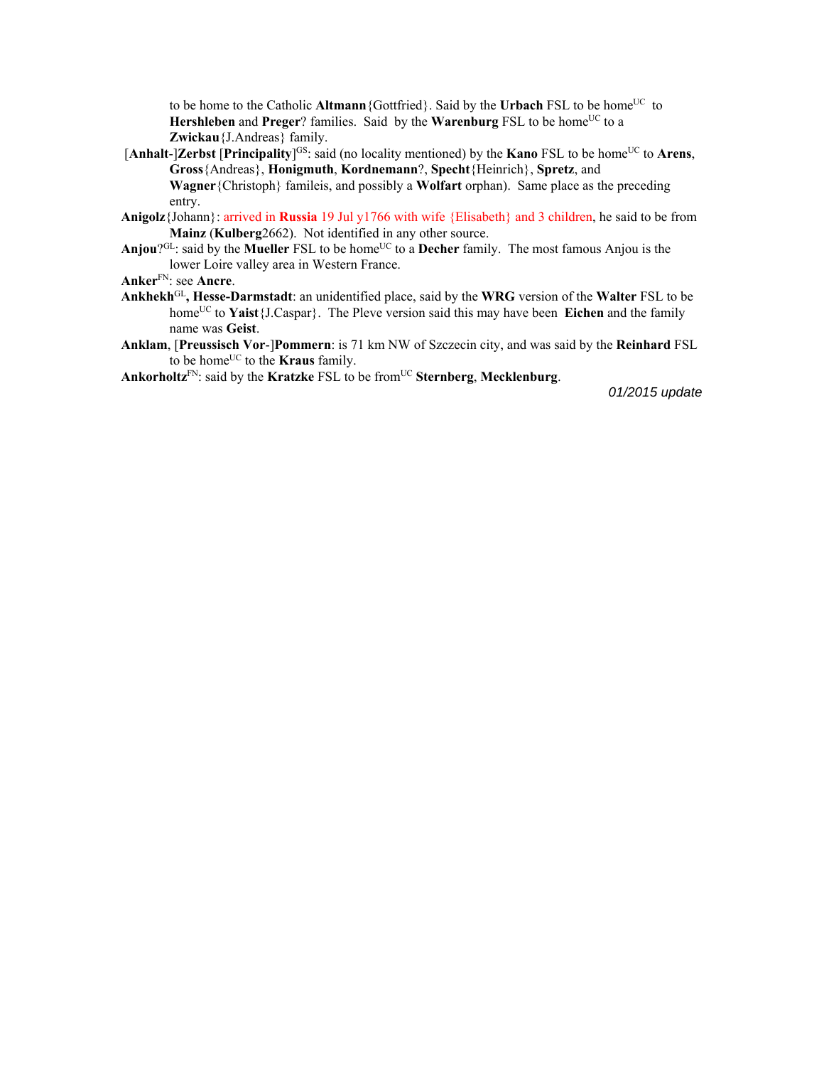to be home to the Catholic **Altmann**{Gottfried}. Said by the **Urbach** FSL to be home[UC] to **Hershleben** and **Preger**? families. Said by the **Warenburg** FSL to be home[UC] to a **Zwickau**{J.Andreas} family.

[**Anhalt**-]**Zerbst** [**Principality**][GS]: said (no locality mentioned) by the **Kano** FSL to be home[UC] to **Arens**, **Gross**{Andreas}, **Honigmuth**, **Kordnemann**?, **Specht**{Heinrich}, **Spretz**, and **Wagner**{Christoph} famileis, and possibly a **Wolfart** orphan). Same place as the preceding entry.

**Anigolz**{Johann}: arrived in **Russia** 19 Jul y1766 with wife {Elisabeth} and 3 children, he said to be from **Mainz** (**Kulberg**2662). Not identified in any other source.

**Anjou**?[GL]: said by the **Mueller** FSL to be home[UC] to a **Decher** family. The most famous Anjou is the lower Loire valley area in Western France.

**Anker**[FN]: see **Ancre**.

**Ankhekh**[GL]**, Hesse-Darmstadt**: an unidentified place, said by the **WRG** version of the **Walter** FSL to be home[UC] to **Yaist**{J.Caspar}. The Pleve version said this may have been **Eichen** and the family name was **Geist**.

**Anklam**, [**Preussisch Vor**-]**Pommern**: is 71 km NW of Szczecin city, and was said by the **Reinhard** FSL to be home[UC] to the **Kraus** family.

**Ankorholtz**[FN]: said by the **Kratzke** FSL to be from[UC] **Sternberg**, **Mecklenburg**.

*01/2015 update*